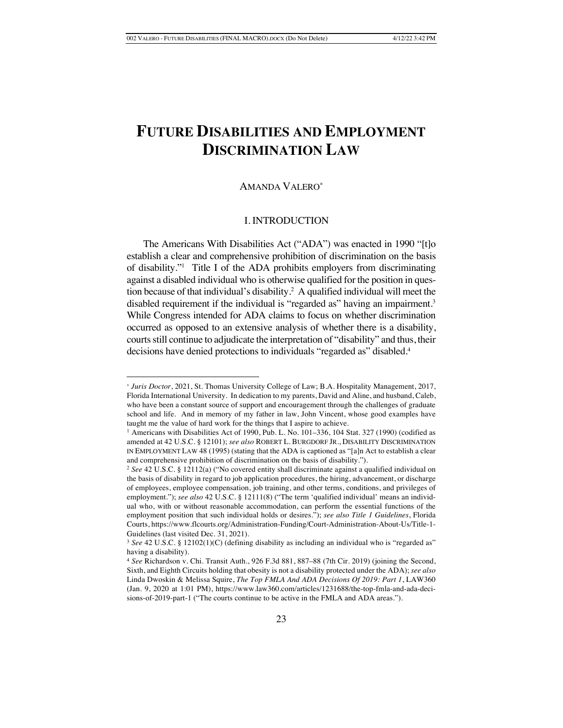# FUTURE DISABILITIES AND EMPLOYMENT DISCRIMINATION LAW

AMANDA VALERO*

## I. INTRODUCTION

The Americans With Disabilities Act ("ADA") was enacted in 1990 "[t]o establish a clear and comprehensive prohibition of discrimination on the basis of disability."[1] Title I of the ADA prohibits employers from discriminating against a disabled individual who is otherwise qualified for the position in question because of that individual's disability.[2] A qualified individual will meet the disabled requirement if the individual is "regarded as" having an impairment.[3] While Congress intended for ADA claims to focus on whether discrimination occurred as opposed to an extensive analysis of whether there is a disability, courts still continue to adjudicate the interpretation of "disability" and thus, their decisions have denied protections to individuals "regarded as" disabled.[4]

---

\* *Juris Doctor*, 2021, St. Thomas University College of Law; B.A. Hospitality Management, 2017, Florida International University. In dedication to my parents, David and Aline, and husband, Caleb, who have been a constant source of support and encouragement through the challenges of graduate school and life. And in memory of my father in law, John Vincent, whose good examples have taught me the value of hard work for the things that I aspire to achieve.

[1] Americans with Disabilities Act of 1990, Pub. L. No. 101–336, 104 Stat. 327 (1990) (codified as amended at 42 U.S.C. § 12101); *see also* ROBERT L. BURGDORF JR., DISABILITY DISCRIMINATION IN EMPLOYMENT LAW 48 (1995) (stating that the ADA is captioned as "[a]n Act to establish a clear and comprehensive prohibition of discrimination on the basis of disability.").

[2] *See* 42 U.S.C. § 12112(a) ("No covered entity shall discriminate against a qualified individual on the basis of disability in regard to job application procedures, the hiring, advancement, or discharge of employees, employee compensation, job training, and other terms, conditions, and privileges of employment."); *see also* 42 U.S.C. § 12111(8) ("The term 'qualified individual' means an individual who, with or without reasonable accommodation, can perform the essential functions of the employment position that such individual holds or desires."); *see also Title 1 Guidelines*, Florida Courts, https://www.flcourts.org/Administration-Funding/Court-Administration-About-Us/Title-1-Guidelines (last visited Dec. 31, 2021).

[3] *See* 42 U.S.C. § 12102(1)(C) (defining disability as including an individual who is "regarded as" having a disability).

[4] *See* Richardson v. Chi. Transit Auth., 926 F.3d 881, 887–88 (7th Cir. 2019) (joining the Second, Sixth, and Eighth Circuits holding that obesity is not a disability protected under the ADA); *see also* Linda Dwoskin & Melissa Squire, *The Top FMLA And ADA Decisions Of 2019: Part 1*, LAW360 (Jan. 9, 2020 at 1:01 PM), https://www.law360.com/articles/1231688/the-top-fmla-and-ada-decisions-of-2019-part-1 ("The courts continue to be active in the FMLA and ADA areas.").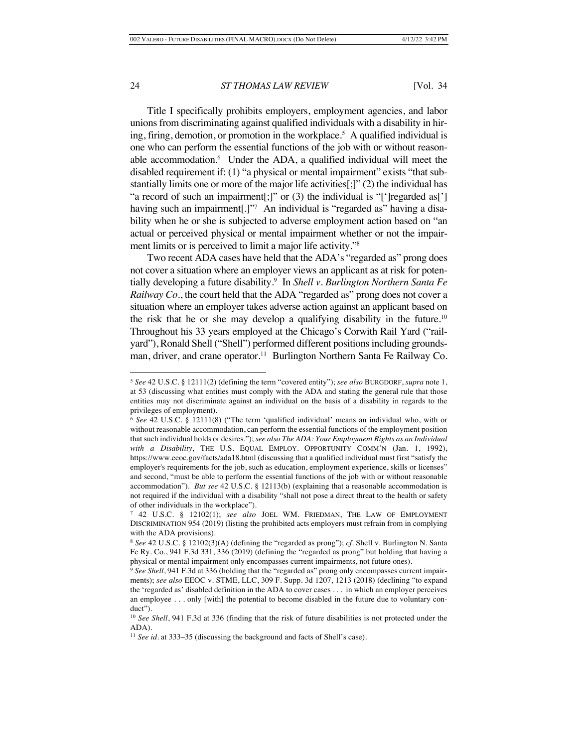Title I specifically prohibits employers, employment agencies, and labor unions from discriminating against qualified individuals with a disability in hiring, firing, demotion, or promotion in the workplace.[5] A qualified individual is one who can perform the essential functions of the job with or without reasonable accommodation.[6] Under the ADA, a qualified individual will meet the disabled requirement if: (1) "a physical or mental impairment" exists "that substantially limits one or more of the major life activities[;]" (2) the individual has "a record of such an impairment[;]" or (3) the individual is "[']regarded as['] having such an impairment[.]"[7] An individual is "regarded as" having a disability when he or she is subjected to adverse employment action based on "an actual or perceived physical or mental impairment whether or not the impairment limits or is perceived to limit a major life activity."[8]

Two recent ADA cases have held that the ADA's "regarded as" prong does not cover a situation where an employer views an applicant as at risk for potentially developing a future disability.[9] In *Shell v. Burlington Northern Santa Fe Railway Co*., the court held that the ADA "regarded as" prong does not cover a situation where an employer takes adverse action against an applicant based on the risk that he or she may develop a qualifying disability in the future.[10] Throughout his 33 years employed at the Chicago's Corwith Rail Yard ("railyard"), Ronald Shell ("Shell") performed different positions including groundsman, driver, and crane operator.[11] Burlington Northern Santa Fe Railway Co.

---

[5] *See* 42 U.S.C. § 12111(2) (defining the term "covered entity"); *see also* BURGDORF, *supra* note 1, at 53 (discussing what entities must comply with the ADA and stating the general rule that those entities may not discriminate against an individual on the basis of a disability in regards to the privileges of employment).

[6] *See* 42 U.S.C. § 12111(8) ("The term 'qualified individual' means an individual who, with or without reasonable accommodation, can perform the essential functions of the employment position that such individual holds or desires."); *see also The ADA: Your Employment Rights as an Individual with a Disability*, THE U.S. EQUAL EMPLOY. OPPORTUNITY COMM'N (Jan. 1, 1992), https://www.eeoc.gov/facts/ada18.html (discussing that a qualified individual must first "satisfy the employer's requirements for the job, such as education, employment experience, skills or licenses" and second, "must be able to perform the essential functions of the job with or without reasonable accommodation"). *But see* 42 U.S.C. § 12113(b) (explaining that a reasonable accommodation is not required if the individual with a disability "shall not pose a direct threat to the health or safety of other individuals in the workplace").

[7] 42 U.S.C. § 12102(1); *see also* JOEL WM. FRIEDMAN, THE LAW OF EMPLOYMENT DISCRIMINATION 954 (2019) (listing the prohibited acts employers must refrain from in complying with the ADA provisions).

[8] *See* 42 U.S.C. § 12102(3)(A) (defining the "regarded as prong"); *cf*. Shell v. Burlington N. Santa Fe Ry. Co., 941 F.3d 331, 336 (2019) (defining the "regarded as prong" but holding that having a physical or mental impairment only encompasses current impairments, not future ones).

[9] *See Shell*, 941 F.3d at 336 (holding that the "regarded as" prong only encompasses current impairments); *see also* EEOC v. STME, LLC, 309 F. Supp. 3d 1207, 1213 (2018) (declining "to expand the 'regarded as' disabled definition in the ADA to cover cases . . . in which an employer perceives an employee . . . only [with] the potential to become disabled in the future due to voluntary conduct").

[10] *See Shell*, 941 F.3d at 336 (finding that the risk of future disabilities is not protected under the ADA).

[11] *See id*. at 333–35 (discussing the background and facts of Shell's case).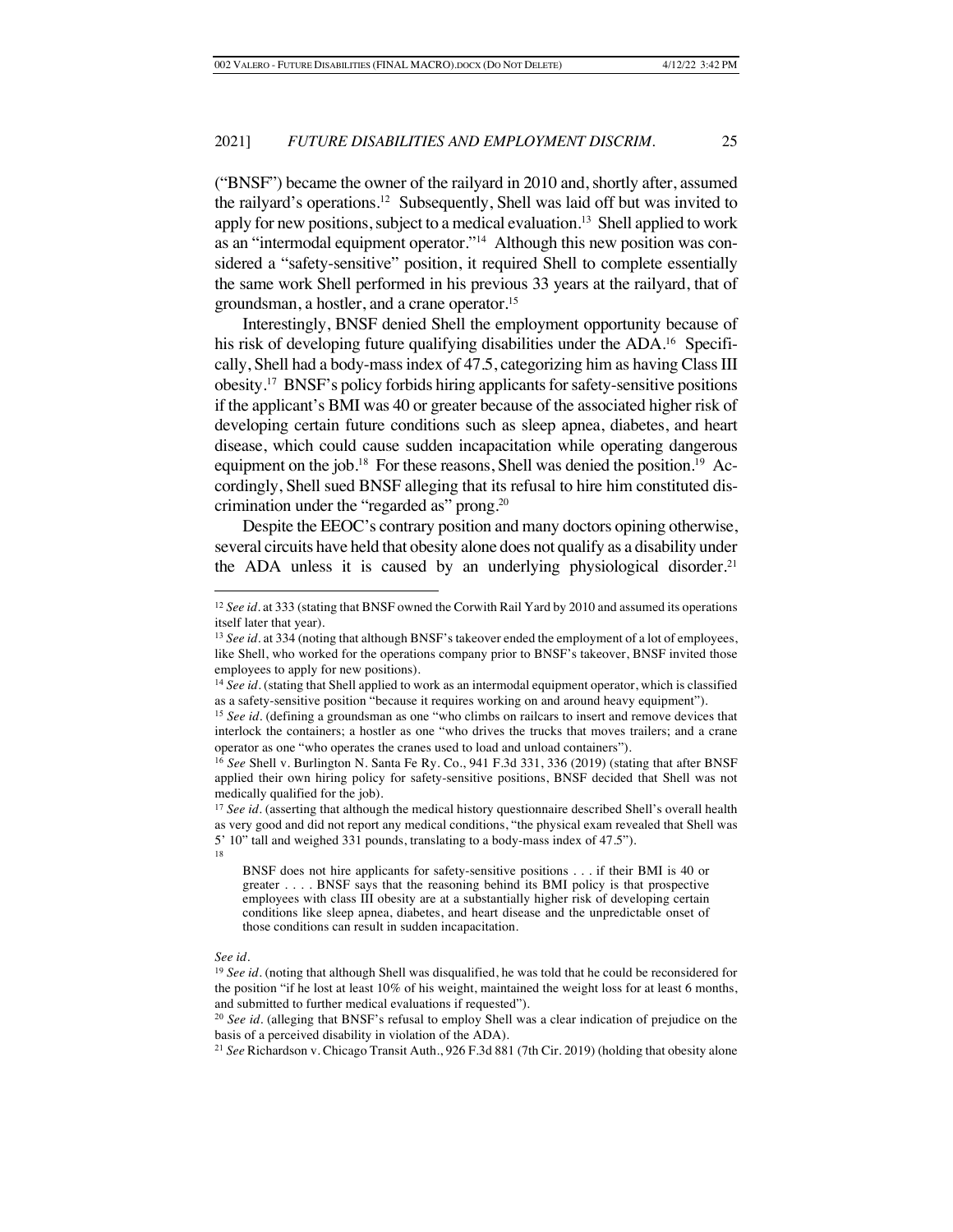("BNSF") became the owner of the railyard in 2010 and, shortly after, assumed the railyard's operations.[12] Subsequently, Shell was laid off but was invited to apply for new positions, subject to a medical evaluation.[13] Shell applied to work as an "intermodal equipment operator."[14] Although this new position was considered a "safety-sensitive" position, it required Shell to complete essentially the same work Shell performed in his previous 33 years at the railyard, that of groundsman, a hostler, and a crane operator.[15]

Interestingly, BNSF denied Shell the employment opportunity because of his risk of developing future qualifying disabilities under the ADA.[16] Specifically, Shell had a body-mass index of 47.5, categorizing him as having Class III obesity.[17] BNSF's policy forbids hiring applicants for safety-sensitive positions if the applicant's BMI was 40 or greater because of the associated higher risk of developing certain future conditions such as sleep apnea, diabetes, and heart disease, which could cause sudden incapacitation while operating dangerous equipment on the job.[18] For these reasons, Shell was denied the position.[19] Accordingly, Shell sued BNSF alleging that its refusal to hire him constituted discrimination under the "regarded as" prong.[20]

Despite the EEOC's contrary position and many doctors opining otherwise, several circuits have held that obesity alone does not qualify as a disability under the ADA unless it is caused by an underlying physiological disorder.[21]

---

[12] *See id.* at 333 (stating that BNSF owned the Corwith Rail Yard by 2010 and assumed its operations itself later that year).

[13] *See id.* at 334 (noting that although BNSF's takeover ended the employment of a lot of employees, like Shell, who worked for the operations company prior to BNSF's takeover, BNSF invited those employees to apply for new positions).

[14] *See id.* (stating that Shell applied to work as an intermodal equipment operator, which is classified as a safety-sensitive position "because it requires working on and around heavy equipment").

[15] *See id.* (defining a groundsman as one "who climbs on railcars to insert and remove devices that interlock the containers; a hostler as one "who drives the trucks that moves trailers; and a crane operator as one "who operates the cranes used to load and unload containers").

[16] *See* Shell v. Burlington N. Santa Fe Ry. Co., 941 F.3d 331, 336 (2019) (stating that after BNSF applied their own hiring policy for safety-sensitive positions, BNSF decided that Shell was not medically qualified for the job).

[17] *See id.* (asserting that although the medical history questionnaire described Shell's overall health as very good and did not report any medical conditions, "the physical exam revealed that Shell was 5' 10" tall and weighed 331 pounds, translating to a body-mass index of 47.5").

[18]

> BNSF does not hire applicants for safety-sensitive positions . . . if their BMI is 40 or greater . . . . BNSF says that the reasoning behind its BMI policy is that prospective employees with class III obesity are at a substantially higher risk of developing certain conditions like sleep apnea, diabetes, and heart disease and the unpredictable onset of those conditions can result in sudden incapacitation.

*See id.*

[19] *See id.* (noting that although Shell was disqualified, he was told that he could be reconsidered for the position "if he lost at least 10% of his weight, maintained the weight loss for at least 6 months, and submitted to further medical evaluations if requested").

[20] *See id.* (alleging that BNSF's refusal to employ Shell was a clear indication of prejudice on the basis of a perceived disability in violation of the ADA).

[21] *See* Richardson v. Chicago Transit Auth., 926 F.3d 881 (7th Cir. 2019) (holding that obesity alone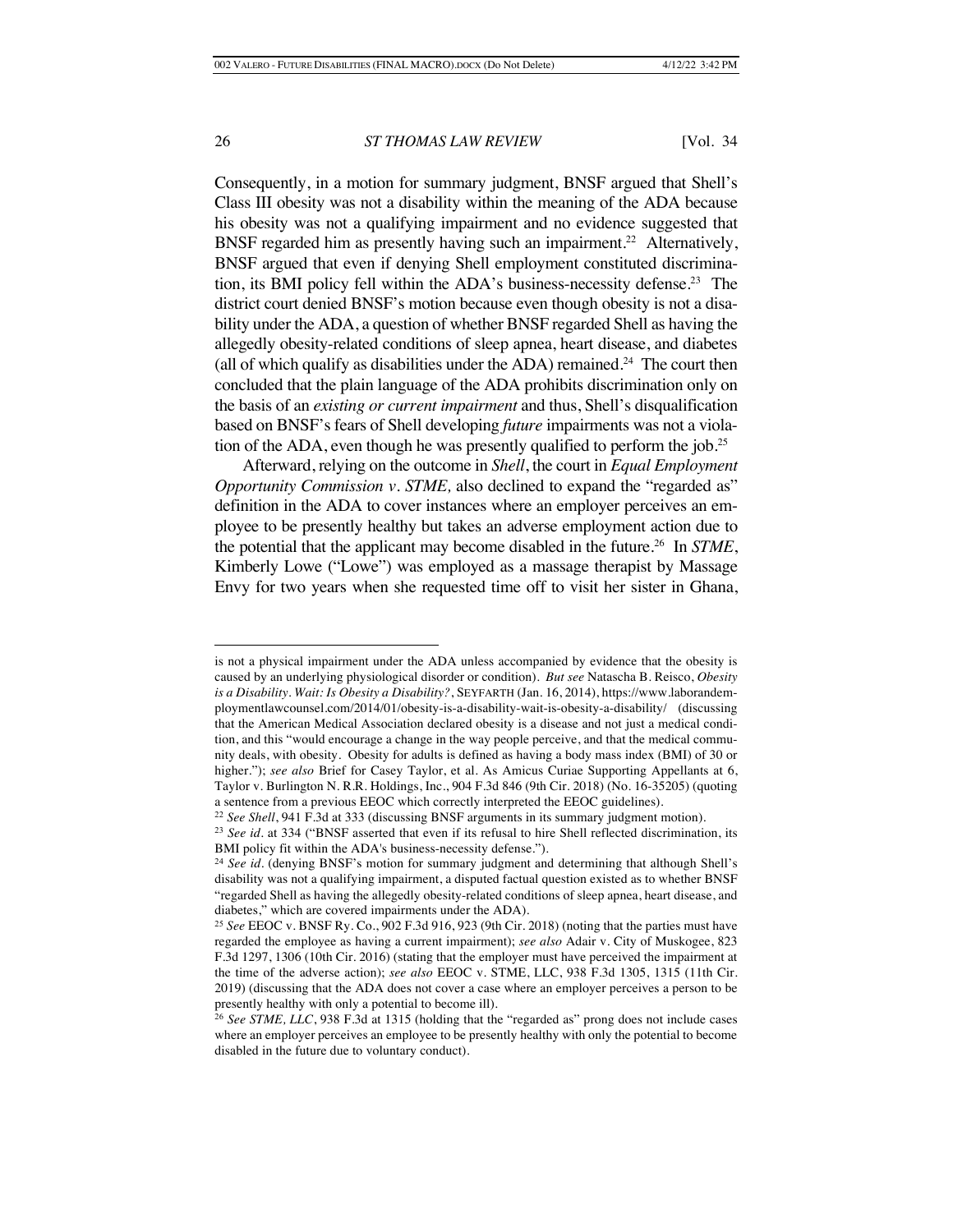Consequently, in a motion for summary judgment, BNSF argued that Shell's Class III obesity was not a disability within the meaning of the ADA because his obesity was not a qualifying impairment and no evidence suggested that BNSF regarded him as presently having such an impairment.[22] Alternatively, BNSF argued that even if denying Shell employment constituted discrimination, its BMI policy fell within the ADA's business-necessity defense.[23] The district court denied BNSF's motion because even though obesity is not a disability under the ADA, a question of whether BNSF regarded Shell as having the allegedly obesity-related conditions of sleep apnea, heart disease, and diabetes (all of which qualify as disabilities under the ADA) remained.[24] The court then concluded that the plain language of the ADA prohibits discrimination only on the basis of an *existing or current impairment* and thus, Shell's disqualification based on BNSF's fears of Shell developing *future* impairments was not a violation of the ADA, even though he was presently qualified to perform the job.[25]

Afterward, relying on the outcome in *Shell*, the court in *Equal Employment Opportunity Commission v. STME,* also declined to expand the "regarded as" definition in the ADA to cover instances where an employer perceives an employee to be presently healthy but takes an adverse employment action due to the potential that the applicant may become disabled in the future.[26] In *STME*, Kimberly Lowe ("Lowe") was employed as a massage therapist by Massage Envy for two years when she requested time off to visit her sister in Ghana,

---

is not a physical impairment under the ADA unless accompanied by evidence that the obesity is caused by an underlying physiological disorder or condition). *But see* Natascha B. Reisco, *Obesity is a Disability. Wait: Is Obesity a Disability?*, SEYFARTH (Jan. 16, 2014), https://www.laborandemploymentlawcounsel.com/2014/01/obesity-is-a-disability-wait-is-obesity-a-disability/ (discussing that the American Medical Association declared obesity is a disease and not just a medical condition, and this "would encourage a change in the way people perceive, and that the medical community deals, with obesity. Obesity for adults is defined as having a body mass index (BMI) of 30 or higher."); *see also* Brief for Casey Taylor, et al. As Amicus Curiae Supporting Appellants at 6, Taylor v. Burlington N. R.R. Holdings, Inc., 904 F.3d 846 (9th Cir. 2018) (No. 16-35205) (quoting a sentence from a previous EEOC which correctly interpreted the EEOC guidelines).

[22] *See Shell*, 941 F.3d at 333 (discussing BNSF arguments in its summary judgment motion).

[23] *See id.* at 334 ("BNSF asserted that even if its refusal to hire Shell reflected discrimination, its BMI policy fit within the ADA's business-necessity defense.").

[24] *See id.* (denying BNSF's motion for summary judgment and determining that although Shell's disability was not a qualifying impairment, a disputed factual question existed as to whether BNSF "regarded Shell as having the allegedly obesity-related conditions of sleep apnea, heart disease, and diabetes," which are covered impairments under the ADA).

[25] *See* EEOC v. BNSF Ry. Co., 902 F.3d 916, 923 (9th Cir. 2018) (noting that the parties must have regarded the employee as having a current impairment); *see also* Adair v. City of Muskogee, 823 F.3d 1297, 1306 (10th Cir. 2016) (stating that the employer must have perceived the impairment at the time of the adverse action); *see also* EEOC v. STME, LLC, 938 F.3d 1305, 1315 (11th Cir. 2019) (discussing that the ADA does not cover a case where an employer perceives a person to be presently healthy with only a potential to become ill).

[26] *See STME, LLC*, 938 F.3d at 1315 (holding that the "regarded as" prong does not include cases where an employer perceives an employee to be presently healthy with only the potential to become disabled in the future due to voluntary conduct).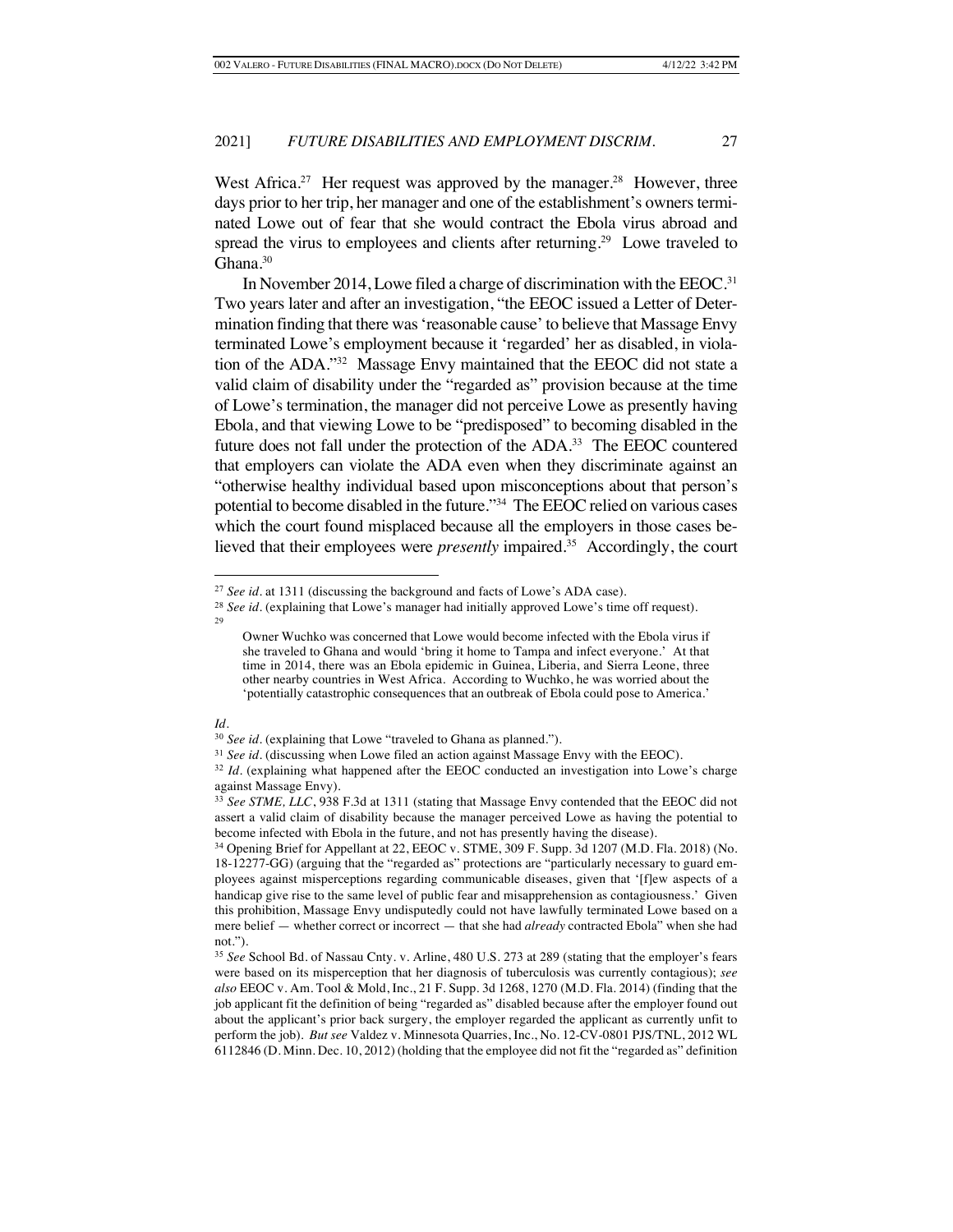West Africa.[27] Her request was approved by the manager.[28] However, three days prior to her trip, her manager and one of the establishment's owners terminated Lowe out of fear that she would contract the Ebola virus abroad and spread the virus to employees and clients after returning.[29] Lowe traveled to Ghana.[30]

In November 2014, Lowe filed a charge of discrimination with the EEOC.[31] Two years later and after an investigation, "the EEOC issued a Letter of Determination finding that there was 'reasonable cause' to believe that Massage Envy terminated Lowe's employment because it 'regarded' her as disabled, in violation of the ADA."[32] Massage Envy maintained that the EEOC did not state a valid claim of disability under the "regarded as" provision because at the time of Lowe's termination, the manager did not perceive Lowe as presently having Ebola, and that viewing Lowe to be "predisposed" to becoming disabled in the future does not fall under the protection of the ADA.[33] The EEOC countered that employers can violate the ADA even when they discriminate against an "otherwise healthy individual based upon misconceptions about that person's potential to become disabled in the future."[34] The EEOC relied on various cases which the court found misplaced because all the employers in those cases believed that their employees were *presently* impaired.[35] Accordingly, the court

---

[27] *See id.* at 1311 (discussing the background and facts of Lowe's ADA case).

[28] *See id.* (explaining that Lowe's manager had initially approved Lowe's time off request).

[29]

> Owner Wuchko was concerned that Lowe would become infected with the Ebola virus if she traveled to Ghana and would 'bring it home to Tampa and infect everyone.' At that time in 2014, there was an Ebola epidemic in Guinea, Liberia, and Sierra Leone, three other nearby countries in West Africa. According to Wuchko, he was worried about the 'potentially catastrophic consequences that an outbreak of Ebola could pose to America.'

*Id.*

[30] *See id.* (explaining that Lowe "traveled to Ghana as planned.").

[31] *See id.* (discussing when Lowe filed an action against Massage Envy with the EEOC).

[32] *Id.* (explaining what happened after the EEOC conducted an investigation into Lowe's charge against Massage Envy).

[33] *See STME, LLC*, 938 F.3d at 1311 (stating that Massage Envy contended that the EEOC did not assert a valid claim of disability because the manager perceived Lowe as having the potential to become infected with Ebola in the future, and not has presently having the disease).

[34] Opening Brief for Appellant at 22, EEOC v. STME, 309 F. Supp. 3d 1207 (M.D. Fla. 2018) (No. 18-12277-GG) (arguing that the "regarded as" protections are "particularly necessary to guard employees against misperceptions regarding communicable diseases, given that '[f]ew aspects of a handicap give rise to the same level of public fear and misapprehension as contagiousness.' Given this prohibition, Massage Envy undisputedly could not have lawfully terminated Lowe based on a mere belief — whether correct or incorrect — that she had *already* contracted Ebola" when she had not.").

[35] *See* School Bd. of Nassau Cnty. v. Arline, 480 U.S. 273 at 289 (stating that the employer's fears were based on its misperception that her diagnosis of tuberculosis was currently contagious); *see also* EEOC v. Am. Tool & Mold, Inc., 21 F. Supp. 3d 1268, 1270 (M.D. Fla. 2014) (finding that the job applicant fit the definition of being "regarded as" disabled because after the employer found out about the applicant's prior back surgery, the employer regarded the applicant as currently unfit to perform the job). *But see* Valdez v. Minnesota Quarries, Inc., No. 12-CV-0801 PJS/TNL, 2012 WL 6112846 (D. Minn. Dec. 10, 2012) (holding that the employee did not fit the "regarded as" definition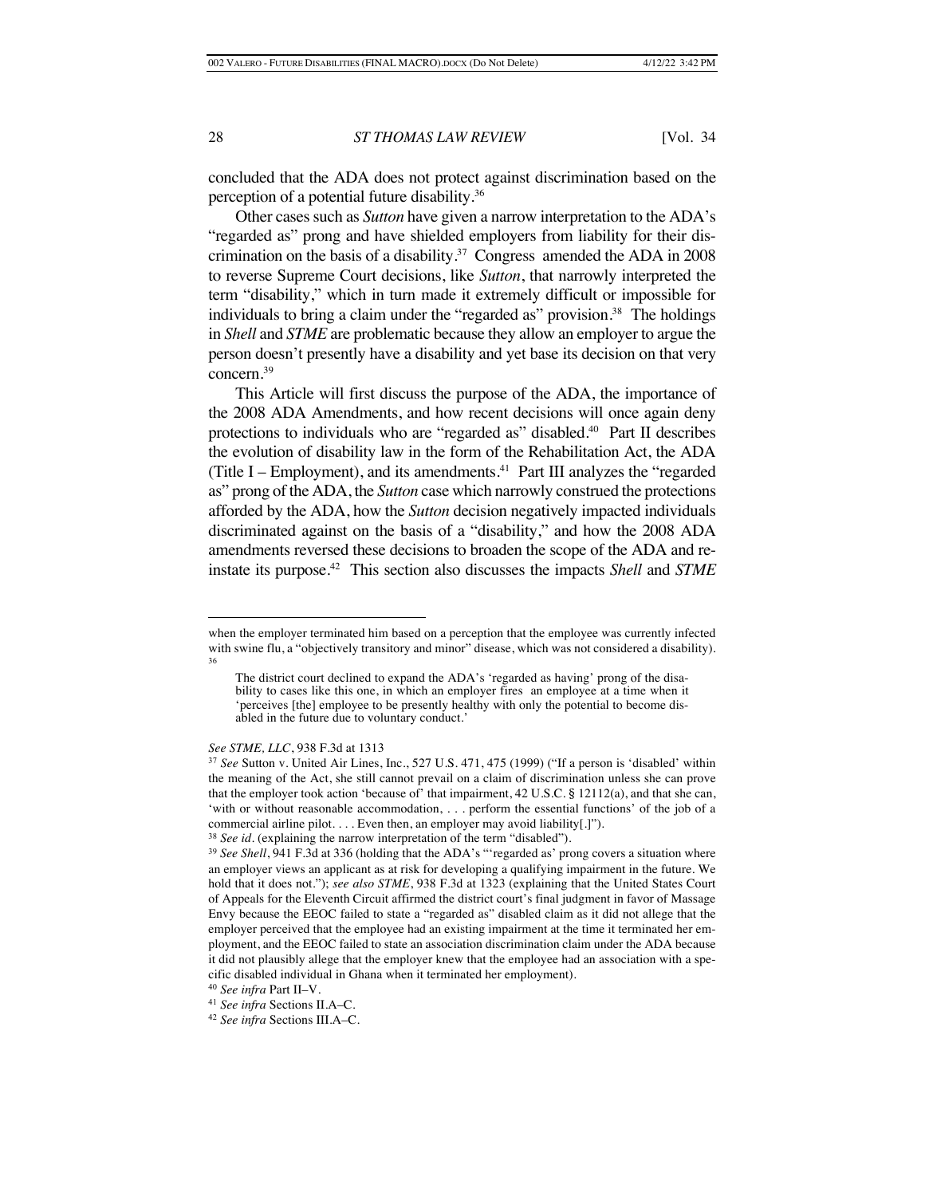concluded that the ADA does not protect against discrimination based on the perception of a potential future disability.[36]

Other cases such as *Sutton* have given a narrow interpretation to the ADA's "regarded as" prong and have shielded employers from liability for their discrimination on the basis of a disability.[37] Congress amended the ADA in 2008 to reverse Supreme Court decisions, like *Sutton*, that narrowly interpreted the term "disability," which in turn made it extremely difficult or impossible for individuals to bring a claim under the "regarded as" provision.[38] The holdings in *Shell* and *STME* are problematic because they allow an employer to argue the person doesn't presently have a disability and yet base its decision on that very concern.[39]

This Article will first discuss the purpose of the ADA, the importance of the 2008 ADA Amendments, and how recent decisions will once again deny protections to individuals who are "regarded as" disabled.[40] Part II describes the evolution of disability law in the form of the Rehabilitation Act, the ADA (Title I – Employment), and its amendments.[41] Part III analyzes the "regarded as" prong of the ADA, the *Sutton* case which narrowly construed the protections afforded by the ADA, how the *Sutton* decision negatively impacted individuals discriminated against on the basis of a "disability," and how the 2008 ADA amendments reversed these decisions to broaden the scope of the ADA and reinstate its purpose.[42] This section also discusses the impacts *Shell* and *STME*

---

when the employer terminated him based on a perception that the employee was currently infected with swine flu, a "objectively transitory and minor" disease, which was not considered a disability).

[36]

> The district court declined to expand the ADA's 'regarded as having' prong of the disability to cases like this one, in which an employer fires an employee at a time when it 'perceives [the] employee to be presently healthy with only the potential to become disabled in the future due to voluntary conduct.'

*See STME, LLC*, 938 F.3d at 1313

[37] *See* Sutton v. United Air Lines, Inc., 527 U.S. 471, 475 (1999) ("If a person is 'disabled' within the meaning of the Act, she still cannot prevail on a claim of discrimination unless she can prove that the employer took action 'because of' that impairment, 42 U.S.C. § 12112(a), and that she can, 'with or without reasonable accommodation, . . . perform the essential functions' of the job of a commercial airline pilot. . . . Even then, an employer may avoid liability[.]").

[38] *See id.* (explaining the narrow interpretation of the term "disabled").

[39] *See Shell*, 941 F.3d at 336 (holding that the ADA's "'regarded as' prong covers a situation where an employer views an applicant as at risk for developing a qualifying impairment in the future. We hold that it does not."); *see also STME*, 938 F.3d at 1323 (explaining that the United States Court of Appeals for the Eleventh Circuit affirmed the district court's final judgment in favor of Massage Envy because the EEOC failed to state a "regarded as" disabled claim as it did not allege that the employer perceived that the employee had an existing impairment at the time it terminated her employment, and the EEOC failed to state an association discrimination claim under the ADA because it did not plausibly allege that the employer knew that the employee had an association with a specific disabled individual in Ghana when it terminated her employment).

[40] *See infra* Part II–V.

[41] *See infra* Sections II.A–C.

[42] *See infra* Sections III.A–C.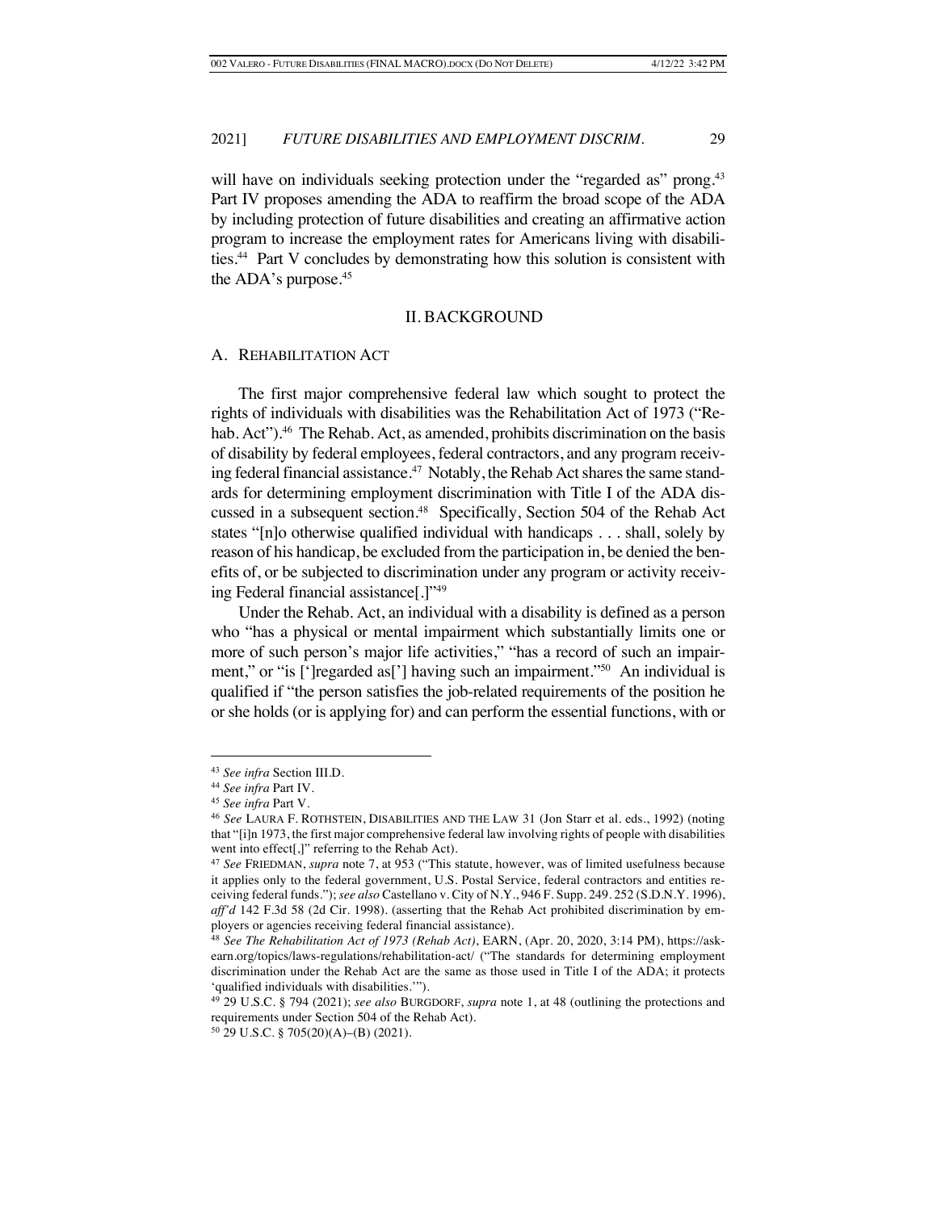will have on individuals seeking protection under the "regarded as" prong.[43] Part IV proposes amending the ADA to reaffirm the broad scope of the ADA by including protection of future disabilities and creating an affirmative action program to increase the employment rates for Americans living with disabilities.[44] Part V concludes by demonstrating how this solution is consistent with the ADA's purpose.[45]

## II. BACKGROUND

### A. REHABILITATION ACT

The first major comprehensive federal law which sought to protect the rights of individuals with disabilities was the Rehabilitation Act of 1973 ("Rehab. Act").[46] The Rehab. Act, as amended, prohibits discrimination on the basis of disability by federal employees, federal contractors, and any program receiving federal financial assistance.[47] Notably, the Rehab Act shares the same standards for determining employment discrimination with Title I of the ADA discussed in a subsequent section.[48] Specifically, Section 504 of the Rehab Act states "[n]o otherwise qualified individual with handicaps . . . shall, solely by reason of his handicap, be excluded from the participation in, be denied the benefits of, or be subjected to discrimination under any program or activity receiving Federal financial assistance[.]"[49]

Under the Rehab. Act, an individual with a disability is defined as a person who "has a physical or mental impairment which substantially limits one or more of such person's major life activities," "has a record of such an impairment," or "is [']regarded as['] having such an impairment."[50] An individual is qualified if "the person satisfies the job-related requirements of the position he or she holds (or is applying for) and can perform the essential functions, with or

---

[43] *See infra* Section III.D.

[44] *See infra* Part IV.

[45] *See infra* Part V.

[46] *See* LAURA F. ROTHSTEIN, DISABILITIES AND THE LAW 31 (Jon Starr et al. eds., 1992) (noting that "[i]n 1973, the first major comprehensive federal law involving rights of people with disabilities went into effect[,]" referring to the Rehab Act).

[47] *See* FRIEDMAN, *supra* note 7, at 953 ("This statute, however, was of limited usefulness because it applies only to the federal government, U.S. Postal Service, federal contractors and entities receiving federal funds."); *see also* Castellano v. City of N.Y., 946 F. Supp. 249. 252 (S.D.N.Y. 1996), *aff'd* 142 F.3d 58 (2d Cir. 1998). (asserting that the Rehab Act prohibited discrimination by employers or agencies receiving federal financial assistance).

[48] *See The Rehabilitation Act of 1973 (Rehab Act)*, EARN, (Apr. 20, 2020, 3:14 PM), https://askearn.org/topics/laws-regulations/rehabilitation-act/ ("The standards for determining employment discrimination under the Rehab Act are the same as those used in Title I of the ADA; it protects 'qualified individuals with disabilities.'").

[49] 29 U.S.C. § 794 (2021); *see also* BURGDORF, *supra* note 1, at 48 (outlining the protections and requirements under Section 504 of the Rehab Act).

[50] 29 U.S.C. § 705(20)(A)–(B) (2021).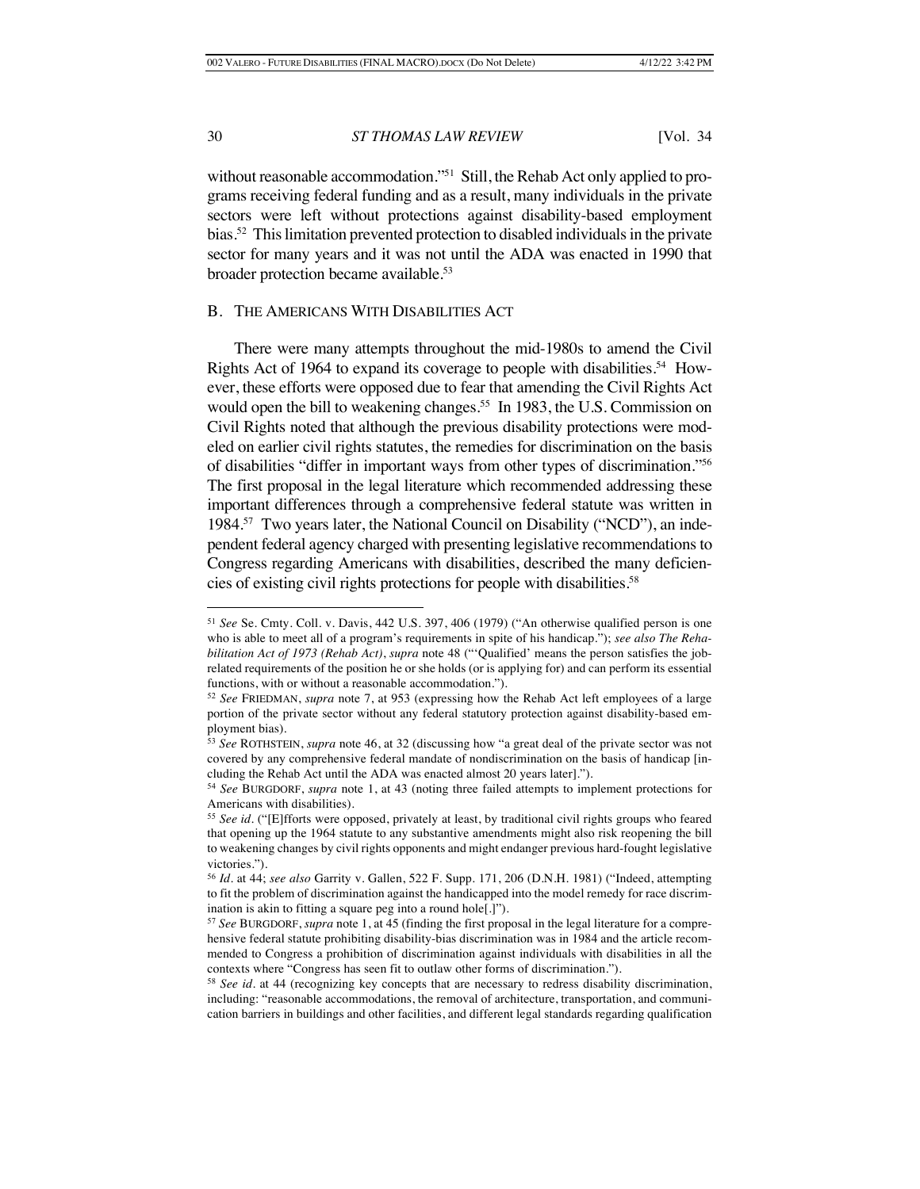without reasonable accommodation."[51] Still, the Rehab Act only applied to programs receiving federal funding and as a result, many individuals in the private sectors were left without protections against disability-based employment bias.[52] This limitation prevented protection to disabled individuals in the private sector for many years and it was not until the ADA was enacted in 1990 that broader protection became available.[53]

### B. THE AMERICANS WITH DISABILITIES ACT

There were many attempts throughout the mid-1980s to amend the Civil Rights Act of 1964 to expand its coverage to people with disabilities.[54] However, these efforts were opposed due to fear that amending the Civil Rights Act would open the bill to weakening changes.[55] In 1983, the U.S. Commission on Civil Rights noted that although the previous disability protections were modeled on earlier civil rights statutes, the remedies for discrimination on the basis of disabilities "differ in important ways from other types of discrimination."[56] The first proposal in the legal literature which recommended addressing these important differences through a comprehensive federal statute was written in 1984.[57] Two years later, the National Council on Disability ("NCD"), an independent federal agency charged with presenting legislative recommendations to Congress regarding Americans with disabilities, described the many deficiencies of existing civil rights protections for people with disabilities.[58]

---

[51] *See* Se. Cmty. Coll. v. Davis, 442 U.S. 397, 406 (1979) ("An otherwise qualified person is one who is able to meet all of a program's requirements in spite of his handicap."); *see also The Rehabilitation Act of 1973 (Rehab Act)*, *supra* note 48 ("'Qualified' means the person satisfies the job-related requirements of the position he or she holds (or is applying for) and can perform its essential functions, with or without a reasonable accommodation.").

[52] *See* FRIEDMAN, *supra* note 7, at 953 (expressing how the Rehab Act left employees of a large portion of the private sector without any federal statutory protection against disability-based employment bias).

[53] *See* ROTHSTEIN, *supra* note 46, at 32 (discussing how "a great deal of the private sector was not covered by any comprehensive federal mandate of nondiscrimination on the basis of handicap [including the Rehab Act until the ADA was enacted almost 20 years later].").

[54] *See* BURGDORF, *supra* note 1, at 43 (noting three failed attempts to implement protections for Americans with disabilities).

[55] *See id.* ("[E]fforts were opposed, privately at least, by traditional civil rights groups who feared that opening up the 1964 statute to any substantive amendments might also risk reopening the bill to weakening changes by civil rights opponents and might endanger previous hard-fought legislative victories.").

[56] *Id.* at 44; *see also* Garrity v. Gallen, 522 F. Supp. 171, 206 (D.N.H. 1981) ("Indeed, attempting to fit the problem of discrimination against the handicapped into the model remedy for race discrimination is akin to fitting a square peg into a round hole[.]").

[57] *See* BURGDORF, *supra* note 1, at 45 (finding the first proposal in the legal literature for a comprehensive federal statute prohibiting disability-bias discrimination was in 1984 and the article recommended to Congress a prohibition of discrimination against individuals with disabilities in all the contexts where "Congress has seen fit to outlaw other forms of discrimination.").

[58] *See id.* at 44 (recognizing key concepts that are necessary to redress disability discrimination, including: "reasonable accommodations, the removal of architecture, transportation, and communication barriers in buildings and other facilities, and different legal standards regarding qualification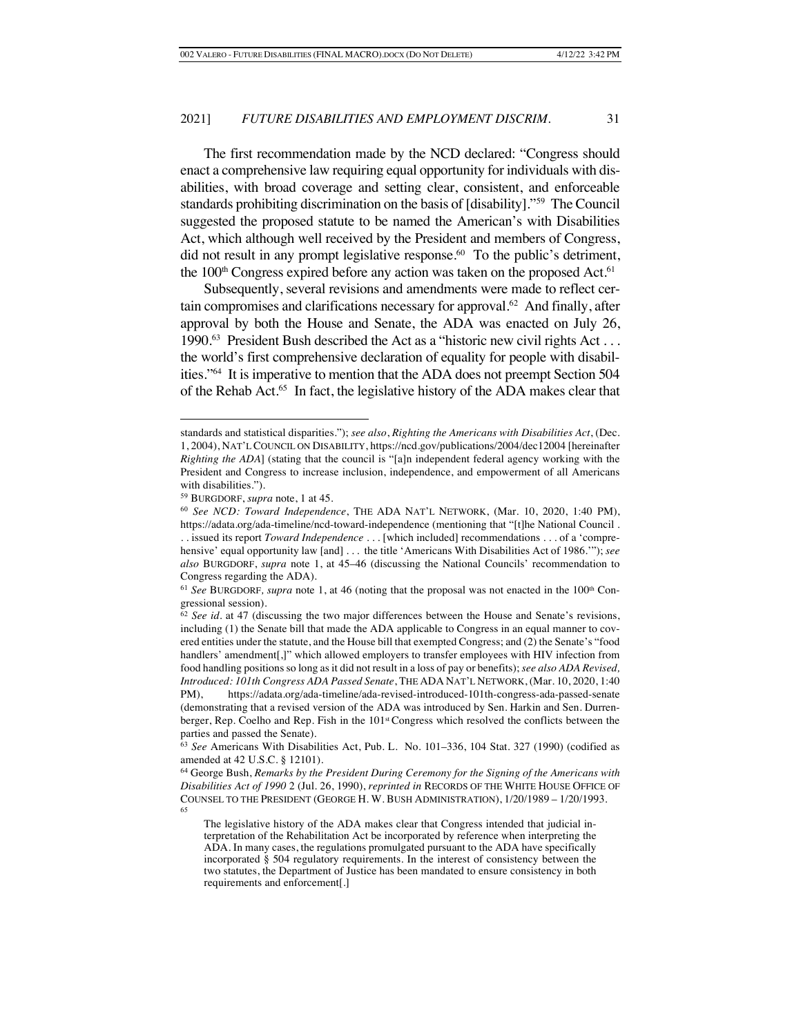The first recommendation made by the NCD declared: "Congress should enact a comprehensive law requiring equal opportunity for individuals with disabilities, with broad coverage and setting clear, consistent, and enforceable standards prohibiting discrimination on the basis of [disability]."[59] The Council suggested the proposed statute to be named the American's with Disabilities Act, which although well received by the President and members of Congress, did not result in any prompt legislative response.[60] To the public's detriment, the 100th Congress expired before any action was taken on the proposed Act.[61]

Subsequently, several revisions and amendments were made to reflect certain compromises and clarifications necessary for approval.[62] And finally, after approval by both the House and Senate, the ADA was enacted on July 26, 1990.[63] President Bush described the Act as a "historic new civil rights Act . . . the world's first comprehensive declaration of equality for people with disabilities."[64] It is imperative to mention that the ADA does not preempt Section 504 of the Rehab Act.[65] In fact, the legislative history of the ADA makes clear that

---

standards and statistical disparities."); *see also*, *Righting the Americans with Disabilities Act*, (Dec. 1, 2004), NAT'L COUNCIL ON DISABILITY, https://ncd.gov/publications/2004/dec12004 [hereinafter *Righting the ADA*] (stating that the council is "[a]n independent federal agency working with the President and Congress to increase inclusion, independence, and empowerment of all Americans with disabilities.").

[59] BURGDORF, *supra* note, 1 at 45.

[60] *See NCD: Toward Independence*, THE ADA NAT'L NETWORK, (Mar. 10, 2020, 1:40 PM), https://adata.org/ada-timeline/ncd-toward-independence (mentioning that "[t]he National Council . . . issued its report *Toward Independence* . . . [which included] recommendations . . . of a 'comprehensive' equal opportunity law [and] . . . the title 'Americans With Disabilities Act of 1986.'"); *see also* BURGDORF, *supra* note 1, at 45–46 (discussing the National Councils' recommendation to Congress regarding the ADA).

[61] *See* BURGDORF*, supra* note 1, at 46 (noting that the proposal was not enacted in the 100th Congressional session).

[62] *See id.* at 47 (discussing the two major differences between the House and Senate's revisions, including (1) the Senate bill that made the ADA applicable to Congress in an equal manner to covered entities under the statute, and the House bill that exempted Congress; and (2) the Senate's "food handlers' amendment[,]" which allowed employers to transfer employees with HIV infection from food handling positions so long as it did not result in a loss of pay or benefits); *see also ADA Revised, Introduced: 101th Congress ADA Passed Senate*, THE ADA NAT'L NETWORK, (Mar. 10, 2020, 1:40 PM), https://adata.org/ada-timeline/ada-revised-introduced-101th-congress-ada-passed-senate (demonstrating that a revised version of the ADA was introduced by Sen. Harkin and Sen. Durrenberger, Rep. Coelho and Rep. Fish in the 101st Congress which resolved the conflicts between the parties and passed the Senate).

[63] *See* Americans With Disabilities Act, Pub. L. No. 101–336, 104 Stat. 327 (1990) (codified as amended at 42 U.S.C. § 12101).

[64] George Bush, *Remarks by the President During Ceremony for the Signing of the Americans with Disabilities Act of 1990* 2 (Jul. 26, 1990), *reprinted in* RECORDS OF THE WHITE HOUSE OFFICE OF COUNSEL TO THE PRESIDENT (GEORGE H. W. BUSH ADMINISTRATION), 1/20/1989 – 1/20/1993.

[65]

> The legislative history of the ADA makes clear that Congress intended that judicial interpretation of the Rehabilitation Act be incorporated by reference when interpreting the ADA. In many cases, the regulations promulgated pursuant to the ADA have specifically incorporated § 504 regulatory requirements. In the interest of consistency between the two statutes, the Department of Justice has been mandated to ensure consistency in both requirements and enforcement[.]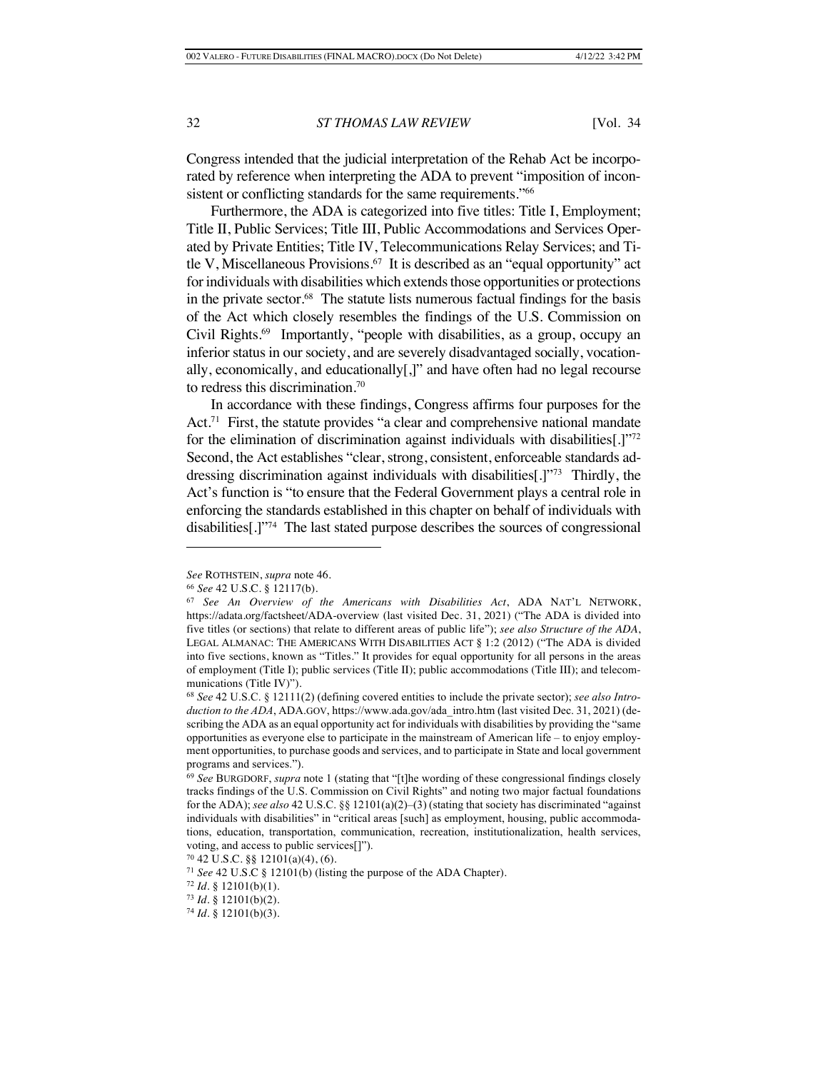Congress intended that the judicial interpretation of the Rehab Act be incorporated by reference when interpreting the ADA to prevent "imposition of inconsistent or conflicting standards for the same requirements."[66]

Furthermore, the ADA is categorized into five titles: Title I, Employment; Title II, Public Services; Title III, Public Accommodations and Services Operated by Private Entities; Title IV, Telecommunications Relay Services; and Title V, Miscellaneous Provisions.[67] It is described as an "equal opportunity" act for individuals with disabilities which extends those opportunities or protections in the private sector.[68] The statute lists numerous factual findings for the basis of the Act which closely resembles the findings of the U.S. Commission on Civil Rights.[69] Importantly, "people with disabilities, as a group, occupy an inferior status in our society, and are severely disadvantaged socially, vocationally, economically, and educationally[,]" and have often had no legal recourse to redress this discrimination.[70]

In accordance with these findings, Congress affirms four purposes for the Act.[71] First, the statute provides "a clear and comprehensive national mandate for the elimination of discrimination against individuals with disabilities[.]"[72] Second, the Act establishes "clear, strong, consistent, enforceable standards addressing discrimination against individuals with disabilities[.]"[73] Thirdly, the Act's function is "to ensure that the Federal Government plays a central role in enforcing the standards established in this chapter on behalf of individuals with disabilities[.]"[74] The last stated purpose describes the sources of congressional

---

*See* ROTHSTEIN, *supra* note 46.

[66] *See* 42 U.S.C. § 12117(b).

[67] *See An Overview of the Americans with Disabilities Act*, ADA NAT'L NETWORK, https://adata.org/factsheet/ADA-overview (last visited Dec. 31, 2021) ("The ADA is divided into five titles (or sections) that relate to different areas of public life"); *see also Structure of the ADA*, LEGAL ALMANAC: THE AMERICANS WITH DISABILITIES ACT § 1:2 (2012) ("The ADA is divided into five sections, known as "Titles." It provides for equal opportunity for all persons in the areas of employment (Title I); public services (Title II); public accommodations (Title III); and telecommunications (Title IV)").

[68] *See* 42 U.S.C. § 12111(2) (defining covered entities to include the private sector); *see also Introduction to the ADA*, ADA.GOV, https://www.ada.gov/ada_intro.htm (last visited Dec. 31, 2021) (describing the ADA as an equal opportunity act for individuals with disabilities by providing the "same opportunities as everyone else to participate in the mainstream of American life – to enjoy employment opportunities, to purchase goods and services, and to participate in State and local government programs and services.").

[69] *See* BURGDORF, *supra* note 1 (stating that "[t]he wording of these congressional findings closely tracks findings of the U.S. Commission on Civil Rights" and noting two major factual foundations for the ADA); *see also* 42 U.S.C. §§ 12101(a)(2)–(3) (stating that society has discriminated "against individuals with disabilities" in "critical areas [such] as employment, housing, public accommodations, education, transportation, communication, recreation, institutionalization, health services, voting, and access to public services[]").

[70] 42 U.S.C. §§ 12101(a)(4), (6).

[71] *See* 42 U.S.C § 12101(b) (listing the purpose of the ADA Chapter).

[72] *Id*. § 12101(b)(1).

[73] *Id*. § 12101(b)(2).

[74] *Id*. § 12101(b)(3).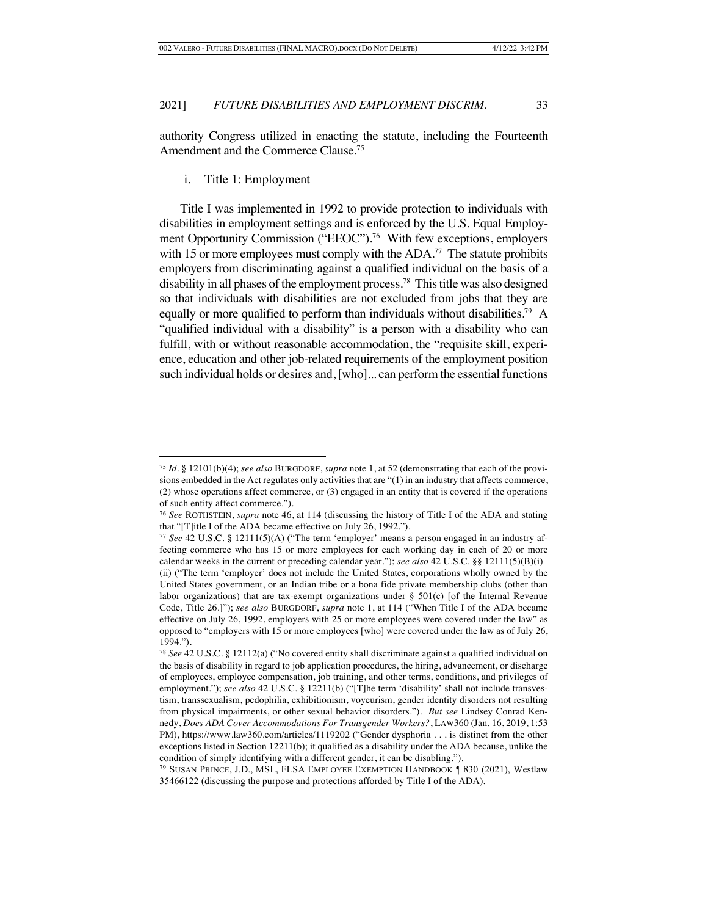authority Congress utilized in enacting the statute, including the Fourteenth Amendment and the Commerce Clause.[75]

i. Title 1: Employment

Title I was implemented in 1992 to provide protection to individuals with disabilities in employment settings and is enforced by the U.S. Equal Employment Opportunity Commission ("EEOC").[76] With few exceptions, employers with 15 or more employees must comply with the ADA.[77] The statute prohibits employers from discriminating against a qualified individual on the basis of a disability in all phases of the employment process.[78] This title was also designed so that individuals with disabilities are not excluded from jobs that they are equally or more qualified to perform than individuals without disabilities.[79] A "qualified individual with a disability" is a person with a disability who can fulfill, with or without reasonable accommodation, the "requisite skill, experience, education and other job-related requirements of the employment position such individual holds or desires and, [who]... can perform the essential functions

---

[75] *Id.* § 12101(b)(4); *see also* BURGDORF, *supra* note 1, at 52 (demonstrating that each of the provisions embedded in the Act regulates only activities that are "(1) in an industry that affects commerce, (2) whose operations affect commerce, or (3) engaged in an entity that is covered if the operations of such entity affect commerce.").

[76] *See* ROTHSTEIN, *supra* note 46, at 114 (discussing the history of Title I of the ADA and stating that "[T]itle I of the ADA became effective on July 26, 1992.").

[77] *See* 42 U.S.C. § 12111(5)(A) ("The term 'employer' means a person engaged in an industry affecting commerce who has 15 or more employees for each working day in each of 20 or more calendar weeks in the current or preceding calendar year."); *see also* 42 U.S.C. §§ 12111(5)(B)(i)–(ii) ("The term 'employer' does not include the United States, corporations wholly owned by the United States government, or an Indian tribe or a bona fide private membership clubs (other than labor organizations) that are tax-exempt organizations under § 501(c) [of the Internal Revenue Code, Title 26.]"); *see also* BURGDORF, *supra* note 1, at 114 ("When Title I of the ADA became effective on July 26, 1992, employers with 25 or more employees were covered under the law" as opposed to "employers with 15 or more employees [who] were covered under the law as of July 26, 1994.").

[78] *See* 42 U.S.C. § 12112(a) ("No covered entity shall discriminate against a qualified individual on the basis of disability in regard to job application procedures, the hiring, advancement, or discharge of employees, employee compensation, job training, and other terms, conditions, and privileges of employment."); *see also* 42 U.S.C. § 12211(b) ("[T]he term 'disability' shall not include transvestism, transsexualism, pedophilia, exhibitionism, voyeurism, gender identity disorders not resulting from physical impairments, or other sexual behavior disorders."). *But see* Lindsey Conrad Kennedy, *Does ADA Cover Accommodations For Transgender Workers?*, LAW360 (Jan. 16, 2019, 1:53 PM), https://www.law360.com/articles/1119202 ("Gender dysphoria . . . is distinct from the other exceptions listed in Section 12211(b); it qualified as a disability under the ADA because, unlike the condition of simply identifying with a different gender, it can be disabling.").

[79] SUSAN PRINCE, J.D., MSL, FLSA EMPLOYEE EXEMPTION HANDBOOK ¶ 830 (2021), Westlaw 35466122 (discussing the purpose and protections afforded by Title I of the ADA).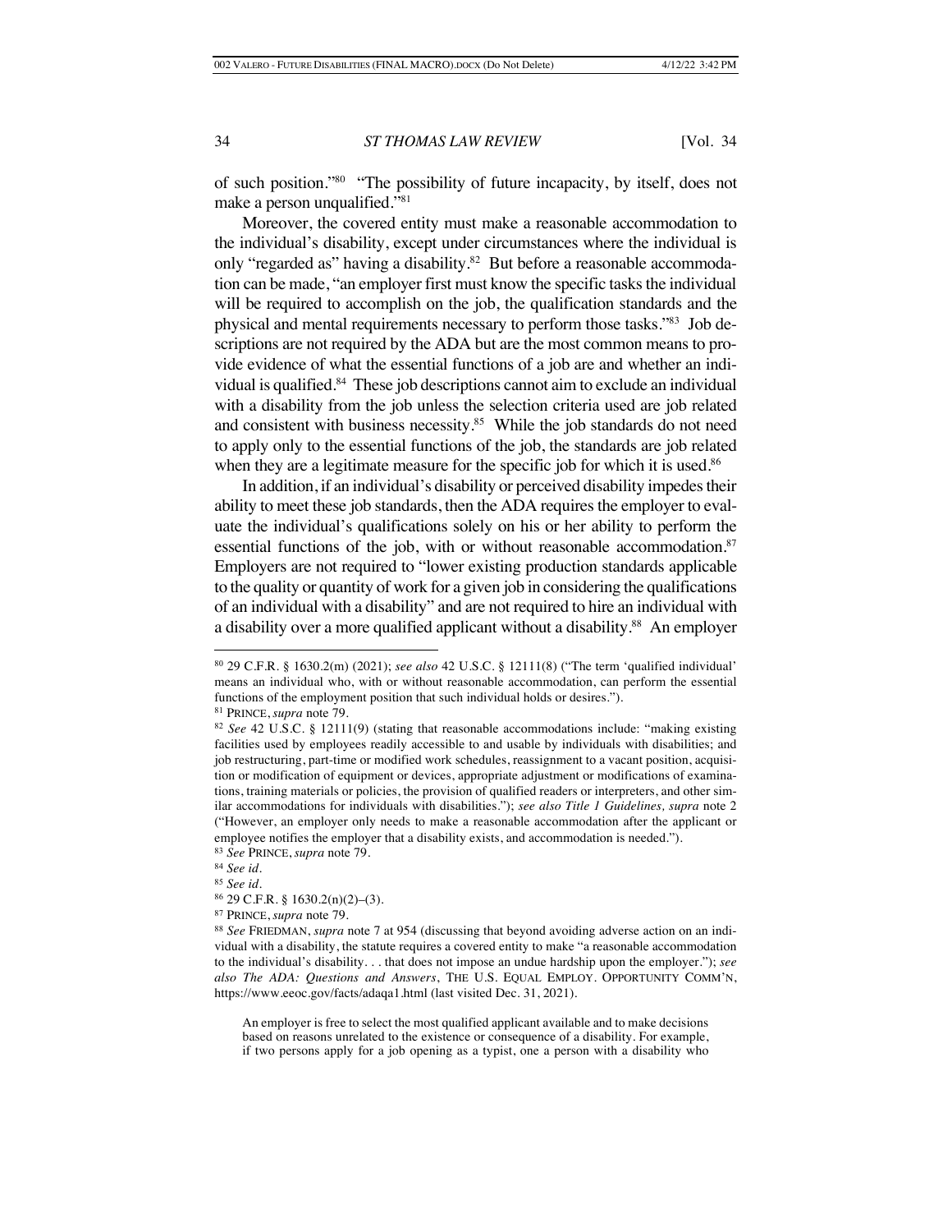of such position."[80] "The possibility of future incapacity, by itself, does not make a person unqualified."[81]

Moreover, the covered entity must make a reasonable accommodation to the individual's disability, except under circumstances where the individual is only "regarded as" having a disability.[82] But before a reasonable accommodation can be made, "an employer first must know the specific tasks the individual will be required to accomplish on the job, the qualification standards and the physical and mental requirements necessary to perform those tasks."[83] Job descriptions are not required by the ADA but are the most common means to provide evidence of what the essential functions of a job are and whether an individual is qualified.[84] These job descriptions cannot aim to exclude an individual with a disability from the job unless the selection criteria used are job related and consistent with business necessity.[85] While the job standards do not need to apply only to the essential functions of the job, the standards are job related when they are a legitimate measure for the specific job for which it is used.[86]

In addition, if an individual's disability or perceived disability impedes their ability to meet these job standards, then the ADA requires the employer to evaluate the individual's qualifications solely on his or her ability to perform the essential functions of the job, with or without reasonable accommodation.[87] Employers are not required to "lower existing production standards applicable to the quality or quantity of work for a given job in considering the qualifications of an individual with a disability" and are not required to hire an individual with a disability over a more qualified applicant without a disability.[88] An employer

---

[80] 29 C.F.R. § 1630.2(m) (2021); *see also* 42 U.S.C. § 12111(8) ("The term 'qualified individual' means an individual who, with or without reasonable accommodation, can perform the essential functions of the employment position that such individual holds or desires.").

[81] PRINCE, *supra* note 79.

[82] *See* 42 U.S.C. § 12111(9) (stating that reasonable accommodations include: "making existing facilities used by employees readily accessible to and usable by individuals with disabilities; and job restructuring, part-time or modified work schedules, reassignment to a vacant position, acquisition or modification of equipment or devices, appropriate adjustment or modifications of examinations, training materials or policies, the provision of qualified readers or interpreters, and other similar accommodations for individuals with disabilities."); *see also Title 1 Guidelines, supra* note 2 ("However, an employer only needs to make a reasonable accommodation after the applicant or employee notifies the employer that a disability exists, and accommodation is needed.").

[83] *See* PRINCE, *supra* note 79.

[84] *See id.*

[85] *See id.*

[86] 29 C.F.R. § 1630.2(n)(2)–(3).

[87] PRINCE, *supra* note 79.

[88] *See* FRIEDMAN, *supra* note 7 at 954 (discussing that beyond avoiding adverse action on an individual with a disability, the statute requires a covered entity to make "a reasonable accommodation to the individual's disability. . . that does not impose an undue hardship upon the employer."); *see also The ADA: Questions and Answers*, THE U.S. EQUAL EMPLOY. OPPORTUNITY COMM'N, https://www.eeoc.gov/facts/adaqa1.html (last visited Dec. 31, 2021).

> An employer is free to select the most qualified applicant available and to make decisions based on reasons unrelated to the existence or consequence of a disability. For example, if two persons apply for a job opening as a typist, one a person with a disability who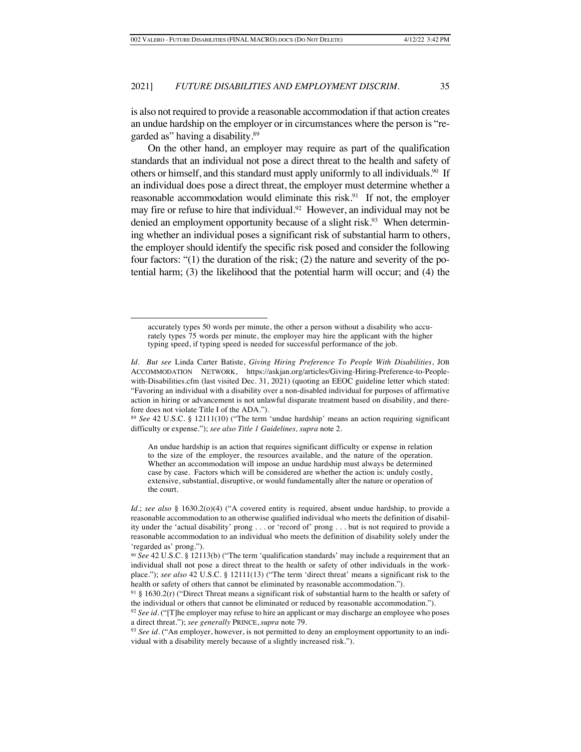is also not required to provide a reasonable accommodation if that action creates an undue hardship on the employer or in circumstances where the person is "regarded as" having a disability.[89]

On the other hand, an employer may require as part of the qualification standards that an individual not pose a direct threat to the health and safety of others or himself, and this standard must apply uniformly to all individuals.[90] If an individual does pose a direct threat, the employer must determine whether a reasonable accommodation would eliminate this risk.[91] If not, the employer may fire or refuse to hire that individual.[92] However, an individual may not be denied an employment opportunity because of a slight risk.[93] When determining whether an individual poses a significant risk of substantial harm to others, the employer should identify the specific risk posed and consider the following four factors: "(1) the duration of the risk; (2) the nature and severity of the potential harm; (3) the likelihood that the potential harm will occur; and (4) the

---

> accurately types 50 words per minute, the other a person without a disability who accurately types 75 words per minute, the employer may hire the applicant with the higher typing speed, if typing speed is needed for successful performance of the job.

*Id*. *But see* Linda Carter Batiste, *Giving Hiring Preference To People With Disabilities*, JOB ACCOMMODATION NETWORK, https://askjan.org/articles/Giving-Hiring-Preference-to-People-with-Disabilities.cfm (last visited Dec. 31, 2021) (quoting an EEOC guideline letter which stated: "Favoring an individual with a disability over a non-disabled individual for purposes of affirmative action in hiring or advancement is not unlawful disparate treatment based on disability, and therefore does not violate Title I of the ADA.").

[89] *See* 42 U.S.C. § 12111(10) ("The term 'undue hardship' means an action requiring significant difficulty or expense."); *see also Title 1 Guidelines, supra* note 2.

> An undue hardship is an action that requires significant difficulty or expense in relation to the size of the employer, the resources available, and the nature of the operation. Whether an accommodation will impose an undue hardship must always be determined case by case. Factors which will be considered are whether the action is: unduly costly, extensive, substantial, disruptive, or would fundamentally alter the nature or operation of the court.

*Id*.; *see also* § 1630.2(o)(4) ("A covered entity is required, absent undue hardship, to provide a reasonable accommodation to an otherwise qualified individual who meets the definition of disability under the 'actual disability' prong . . . or 'record of' prong . . . but is not required to provide a reasonable accommodation to an individual who meets the definition of disability solely under the 'regarded as' prong.").

[90] *See* 42 U.S.C. § 12113(b) ("The term 'qualification standards' may include a requirement that an individual shall not pose a direct threat to the health or safety of other individuals in the workplace."); *see also* 42 U.S.C. § 12111(13) ("The term 'direct threat' means a significant risk to the health or safety of others that cannot be eliminated by reasonable accommodation.").

[91] § 1630.2(r) ("Direct Threat means a significant risk of substantial harm to the health or safety of the individual or others that cannot be eliminated or reduced by reasonable accommodation.").

[92] *See id*. ("[T]he employer may refuse to hire an applicant or may discharge an employee who poses a direct threat."); *see generally* PRINCE, *supra* note 79.

[93] *See id*. ("An employer, however, is not permitted to deny an employment opportunity to an individual with a disability merely because of a slightly increased risk.").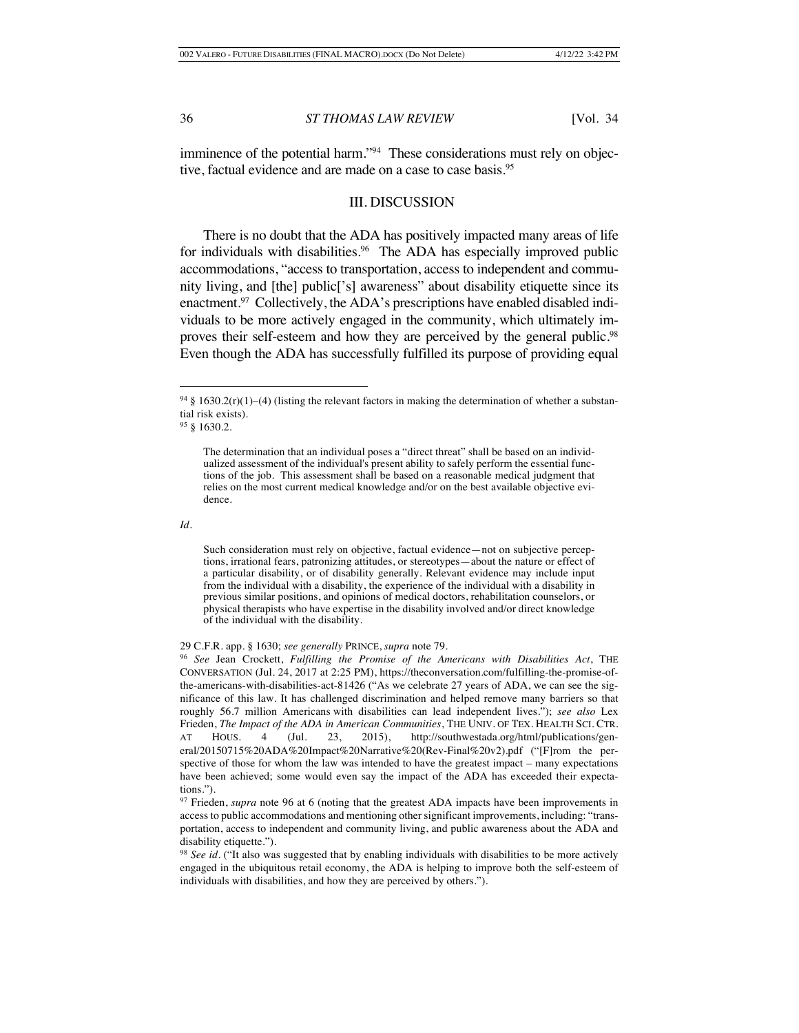imminence of the potential harm."[94] These considerations must rely on objective, factual evidence and are made on a case to case basis.[95]

## III. DISCUSSION

There is no doubt that the ADA has positively impacted many areas of life for individuals with disabilities.[96] The ADA has especially improved public accommodations, "access to transportation, access to independent and community living, and [the] public['s] awareness" about disability etiquette since its enactment.[97] Collectively, the ADA's prescriptions have enabled disabled individuals to be more actively engaged in the community, which ultimately improves their self-esteem and how they are perceived by the general public.[98] Even though the ADA has successfully fulfilled its purpose of providing equal

---

[94] § 1630.2(r)(1)–(4) (listing the relevant factors in making the determination of whether a substantial risk exists).

[95] § 1630.2.

> The determination that an individual poses a "direct threat" shall be based on an individualized assessment of the individual's present ability to safely perform the essential functions of the job. This assessment shall be based on a reasonable medical judgment that relies on the most current medical knowledge and/or on the best available objective evidence.

*Id.*

> Such consideration must rely on objective, factual evidence—not on subjective perceptions, irrational fears, patronizing attitudes, or stereotypes—about the nature or effect of a particular disability, or of disability generally. Relevant evidence may include input from the individual with a disability, the experience of the individual with a disability in previous similar positions, and opinions of medical doctors, rehabilitation counselors, or physical therapists who have expertise in the disability involved and/or direct knowledge of the individual with the disability.

29 C.F.R. app. § 1630; *see generally* PRINCE, *supra* note 79.

[96] *See* Jean Crockett, *Fulfilling the Promise of the Americans with Disabilities Act*, THE CONVERSATION (Jul. 24, 2017 at 2:25 PM), https://theconversation.com/fulfilling-the-promise-of-the-americans-with-disabilities-act-81426 ("As we celebrate 27 years of ADA, we can see the significance of this law. It has challenged discrimination and helped remove many barriers so that roughly 56.7 million Americans with disabilities can lead independent lives."); *see also* Lex Frieden, *The Impact of the ADA in American Communities*, THE UNIV. OF TEX. HEALTH SCI. CTR. AT HOUS. 4 (Jul. 23, 2015), http://southwestada.org/html/publications/general/20150715%20ADA%20Impact%20Narrative%20(Rev-Final%20v2).pdf ("[F]rom the perspective of those for whom the law was intended to have the greatest impact – many expectations have been achieved; some would even say the impact of the ADA has exceeded their expectations.").

[97] Frieden, *supra* note 96 at 6 (noting that the greatest ADA impacts have been improvements in access to public accommodations and mentioning other significant improvements, including: "transportation, access to independent and community living, and public awareness about the ADA and disability etiquette.").

[98] *See id.* ("It also was suggested that by enabling individuals with disabilities to be more actively engaged in the ubiquitous retail economy, the ADA is helping to improve both the self-esteem of individuals with disabilities, and how they are perceived by others.").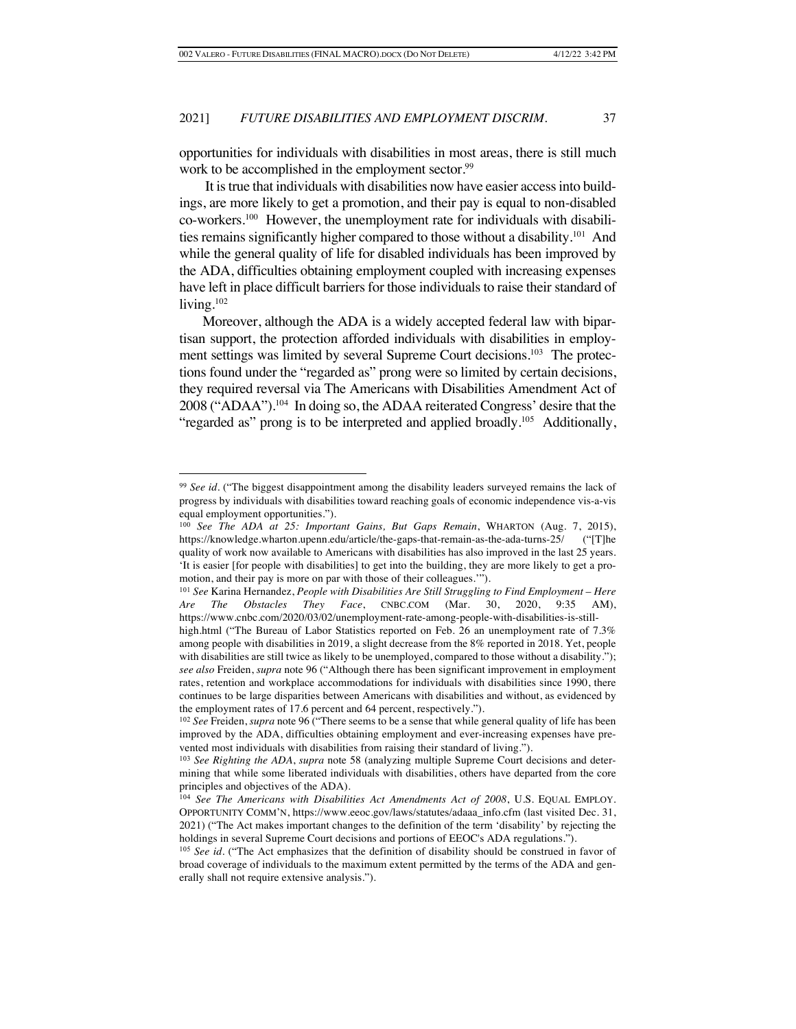opportunities for individuals with disabilities in most areas, there is still much work to be accomplished in the employment sector.[99]

It is true that individuals with disabilities now have easier access into buildings, are more likely to get a promotion, and their pay is equal to non-disabled co-workers.[100] However, the unemployment rate for individuals with disabilities remains significantly higher compared to those without a disability.[101] And while the general quality of life for disabled individuals has been improved by the ADA, difficulties obtaining employment coupled with increasing expenses have left in place difficult barriers for those individuals to raise their standard of living.[102]

Moreover, although the ADA is a widely accepted federal law with bipartisan support, the protection afforded individuals with disabilities in employment settings was limited by several Supreme Court decisions.[103] The protections found under the "regarded as" prong were so limited by certain decisions, they required reversal via The Americans with Disabilities Amendment Act of 2008 ("ADAA").[104] In doing so, the ADAA reiterated Congress' desire that the "regarded as" prong is to be interpreted and applied broadly.[105] Additionally,

---

[99] *See id.* ("The biggest disappointment among the disability leaders surveyed remains the lack of progress by individuals with disabilities toward reaching goals of economic independence vis-a-vis equal employment opportunities.").

[100] *See The ADA at 25: Important Gains, But Gaps Remain*, WHARTON (Aug. 7, 2015), https://knowledge.wharton.upenn.edu/article/the-gaps-that-remain-as-the-ada-turns-25/ ("[T]he quality of work now available to Americans with disabilities has also improved in the last 25 years. 'It is easier [for people with disabilities] to get into the building, they are more likely to get a promotion, and their pay is more on par with those of their colleagues.'").

[101] *See* Karina Hernandez, *People with Disabilities Are Still Struggling to Find Employment – Here Are The Obstacles They Face*, CNBC.COM (Mar. 30, 2020, 9:35 AM), https://www.cnbc.com/2020/03/02/unemployment-rate-among-people-with-disabilities-is-still-high.html ("The Bureau of Labor Statistics reported on Feb. 26 an unemployment rate of 7.3% among people with disabilities in 2019, a slight decrease from the 8% reported in 2018. Yet, people with disabilities are still twice as likely to be unemployed, compared to those without a disability."); *see also* Freiden, *supra* note 96 ("Although there has been significant improvement in employment rates, retention and workplace accommodations for individuals with disabilities since 1990, there continues to be large disparities between Americans with disabilities and without, as evidenced by the employment rates of 17.6 percent and 64 percent, respectively.").

[102] *See* Freiden, *supra* note 96 ("There seems to be a sense that while general quality of life has been improved by the ADA, difficulties obtaining employment and ever-increasing expenses have prevented most individuals with disabilities from raising their standard of living.").

[103] *See Righting the ADA*, *supra* note 58 (analyzing multiple Supreme Court decisions and determining that while some liberated individuals with disabilities, others have departed from the core principles and objectives of the ADA).

[104] *See The Americans with Disabilities Act Amendments Act of 2008*, U.S. EQUAL EMPLOY. OPPORTUNITY COMM'N, https://www.eeoc.gov/laws/statutes/adaaa_info.cfm (last visited Dec. 31, 2021) ("The Act makes important changes to the definition of the term 'disability' by rejecting the holdings in several Supreme Court decisions and portions of EEOC's ADA regulations.").

[105] *See id.* ("The Act emphasizes that the definition of disability should be construed in favor of broad coverage of individuals to the maximum extent permitted by the terms of the ADA and generally shall not require extensive analysis.").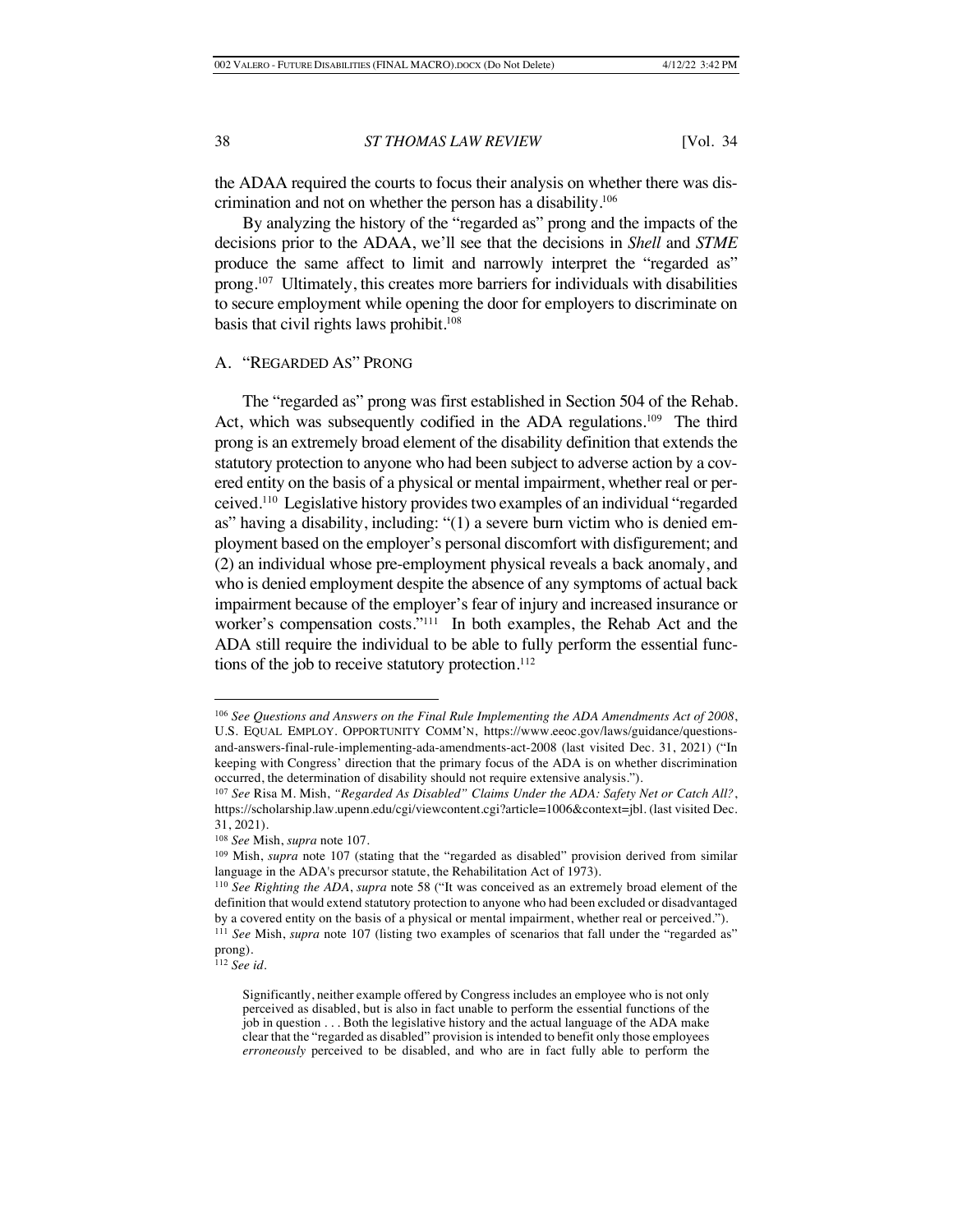the ADAA required the courts to focus their analysis on whether there was discrimination and not on whether the person has a disability.[106]

By analyzing the history of the "regarded as" prong and the impacts of the decisions prior to the ADAA, we'll see that the decisions in *Shell* and *STME* produce the same affect to limit and narrowly interpret the "regarded as" prong.[107] Ultimately, this creates more barriers for individuals with disabilities to secure employment while opening the door for employers to discriminate on basis that civil rights laws prohibit.[108]

## A. "Regarded As" Prong

The "regarded as" prong was first established in Section 504 of the Rehab. Act, which was subsequently codified in the ADA regulations.[109] The third prong is an extremely broad element of the disability definition that extends the statutory protection to anyone who had been subject to adverse action by a covered entity on the basis of a physical or mental impairment, whether real or perceived.[110] Legislative history provides two examples of an individual "regarded as" having a disability, including: "(1) a severe burn victim who is denied employment based on the employer's personal discomfort with disfigurement; and (2) an individual whose pre-employment physical reveals a back anomaly, and who is denied employment despite the absence of any symptoms of actual back impairment because of the employer's fear of injury and increased insurance or worker's compensation costs."[111] In both examples, the Rehab Act and the ADA still require the individual to be able to fully perform the essential functions of the job to receive statutory protection.[112]

---

[106] *See Questions and Answers on the Final Rule Implementing the ADA Amendments Act of 2008*, U.S. Equal Employ. Opportunity Comm'n, https://www.eeoc.gov/laws/guidance/questions-and-answers-final-rule-implementing-ada-amendments-act-2008 (last visited Dec. 31, 2021) ("In keeping with Congress' direction that the primary focus of the ADA is on whether discrimination occurred, the determination of disability should not require extensive analysis.").

[107] *See* Risa M. Mish, *"Regarded As Disabled" Claims Under the ADA: Safety Net or Catch All?*, https://scholarship.law.upenn.edu/cgi/viewcontent.cgi?article=1006&context=jbl. (last visited Dec. 31, 2021).

[108] *See* Mish, *supra* note 107.

[109] Mish, *supra* note 107 (stating that the "regarded as disabled" provision derived from similar language in the ADA's precursor statute, the Rehabilitation Act of 1973).

[110] *See Righting the ADA*, *supra* note 58 ("It was conceived as an extremely broad element of the definition that would extend statutory protection to anyone who had been excluded or disadvantaged by a covered entity on the basis of a physical or mental impairment, whether real or perceived.").

[111] *See* Mish, *supra* note 107 (listing two examples of scenarios that fall under the "regarded as" prong).

[112] *See id.*

> Significantly, neither example offered by Congress includes an employee who is not only perceived as disabled, but is also in fact unable to perform the essential functions of the job in question . . . Both the legislative history and the actual language of the ADA make clear that the "regarded as disabled" provision is intended to benefit only those employees *erroneously* perceived to be disabled, and who are in fact fully able to perform the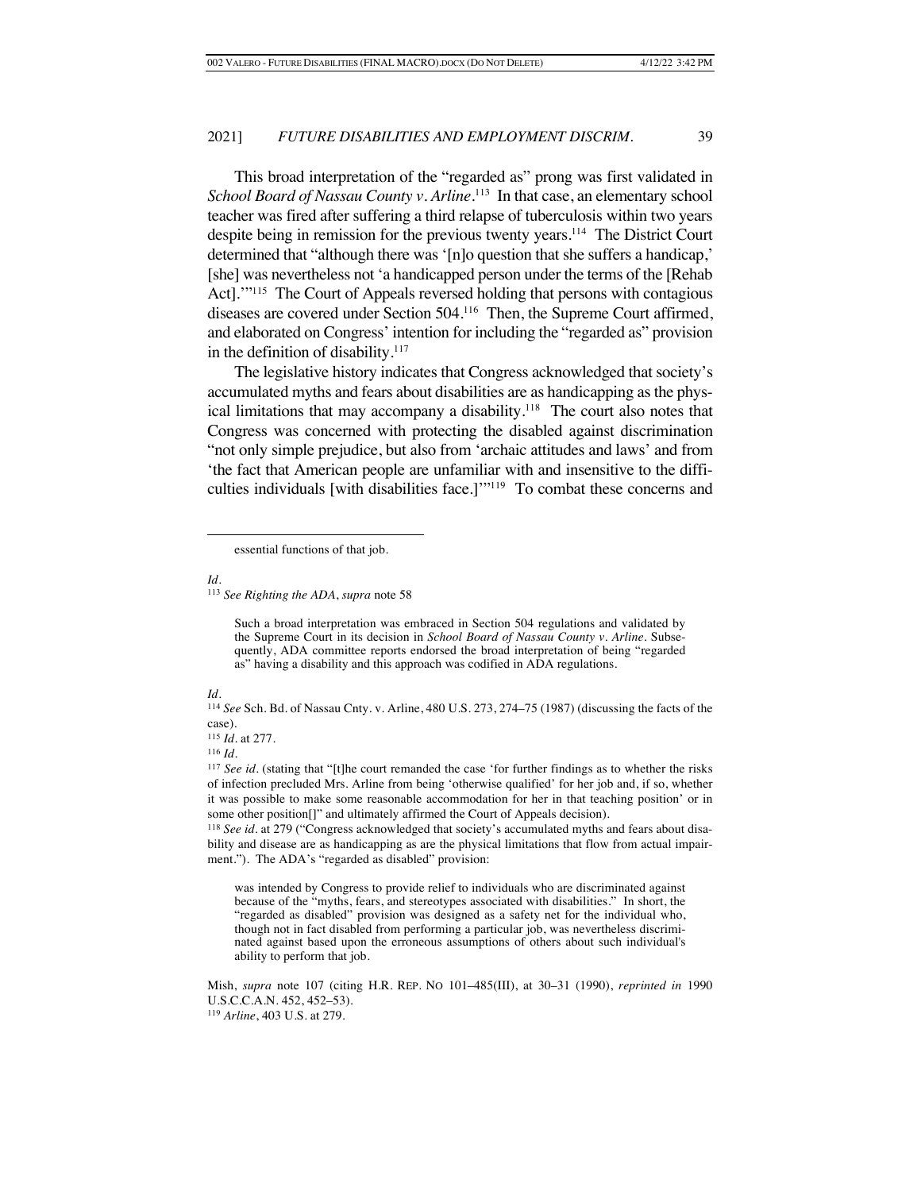This broad interpretation of the "regarded as" prong was first validated in *School Board of Nassau County v. Arline*.[113] In that case, an elementary school teacher was fired after suffering a third relapse of tuberculosis within two years despite being in remission for the previous twenty years.[114] The District Court determined that "although there was '[n]o question that she suffers a handicap,' [she] was nevertheless not 'a handicapped person under the terms of the [Rehab Act].'"[115] The Court of Appeals reversed holding that persons with contagious diseases are covered under Section 504.[116] Then, the Supreme Court affirmed, and elaborated on Congress' intention for including the "regarded as" provision in the definition of disability.[117]

The legislative history indicates that Congress acknowledged that society's accumulated myths and fears about disabilities are as handicapping as the physical limitations that may accompany a disability.[118] The court also notes that Congress was concerned with protecting the disabled against discrimination "not only simple prejudice, but also from 'archaic attitudes and laws' and from 'the fact that American people are unfamiliar with and insensitive to the difficulties individuals [with disabilities face.]'"[119] To combat these concerns and

---

> essential functions of that job.

*Id.*

[113] *See Righting the ADA*, *supra* note 58

> Such a broad interpretation was embraced in Section 504 regulations and validated by the Supreme Court in its decision in *School Board of Nassau County v. Arline*. Subsequently, ADA committee reports endorsed the broad interpretation of being "regarded as" having a disability and this approach was codified in ADA regulations.

*Id.*

[114] *See* Sch. Bd. of Nassau Cnty. v. Arline, 480 U.S. 273, 274–75 (1987) (discussing the facts of the case).

[115] *Id.* at 277.

[116] *Id.*

[117] *See id.* (stating that "[t]he court remanded the case 'for further findings as to whether the risks of infection precluded Mrs. Arline from being 'otherwise qualified' for her job and, if so, whether it was possible to make some reasonable accommodation for her in that teaching position' or in some other position[]" and ultimately affirmed the Court of Appeals decision).

[118] *See id.* at 279 ("Congress acknowledged that society's accumulated myths and fears about disability and disease are as handicapping as are the physical limitations that flow from actual impairment."). The ADA's "regarded as disabled" provision:

> was intended by Congress to provide relief to individuals who are discriminated against because of the "myths, fears, and stereotypes associated with disabilities." In short, the "regarded as disabled" provision was designed as a safety net for the individual who, though not in fact disabled from performing a particular job, was nevertheless discriminated against based upon the erroneous assumptions of others about such individual's ability to perform that job.

Mish, *supra* note 107 (citing H.R. REP. NO 101–485(III), at 30–31 (1990), *reprinted in* 1990 U.S.C.C.A.N. 452, 452–53).

[119] *Arline*, 403 U.S. at 279.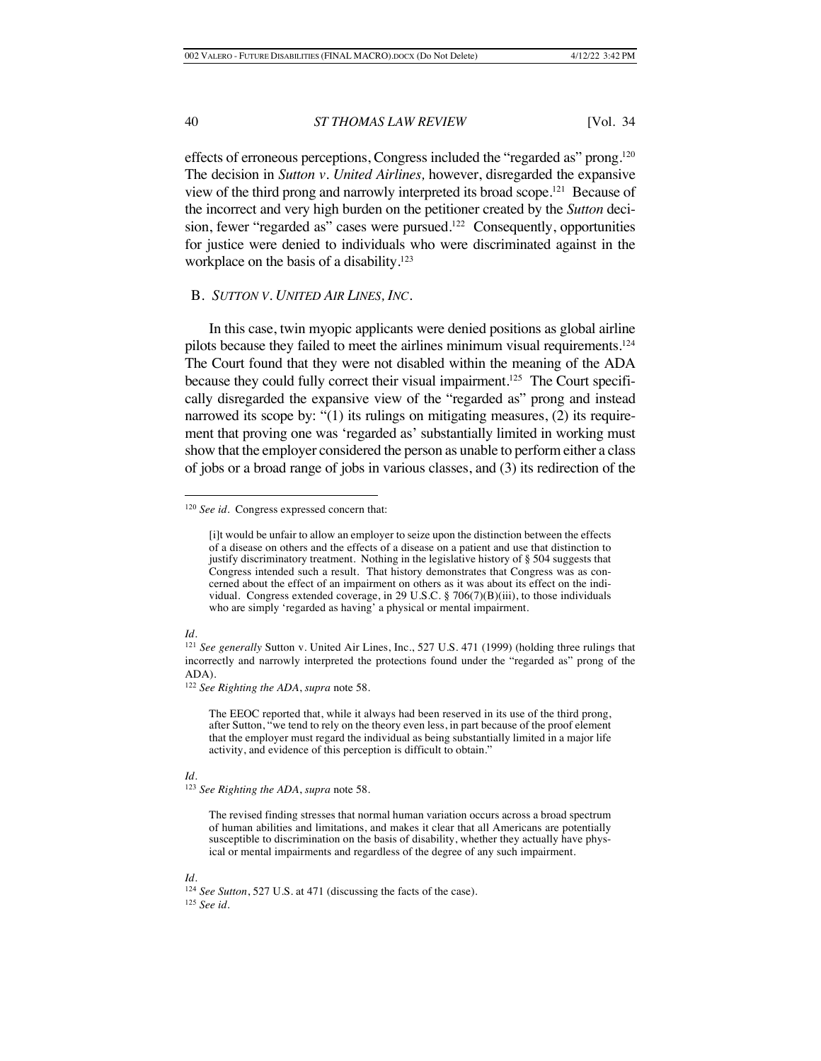effects of erroneous perceptions, Congress included the "regarded as" prong.[120] The decision in *Sutton v. United Airlines,* however, disregarded the expansive view of the third prong and narrowly interpreted its broad scope.[121] Because of the incorrect and very high burden on the petitioner created by the *Sutton* decision, fewer "regarded as" cases were pursued.[122] Consequently, opportunities for justice were denied to individuals who were discriminated against in the workplace on the basis of a disability.[123]

## B. *SUTTON V. UNITED AIR LINES, INC.*

In this case, twin myopic applicants were denied positions as global airline pilots because they failed to meet the airlines minimum visual requirements.[124] The Court found that they were not disabled within the meaning of the ADA because they could fully correct their visual impairment.[125] The Court specifically disregarded the expansive view of the "regarded as" prong and instead narrowed its scope by: "(1) its rulings on mitigating measures, (2) its requirement that proving one was 'regarded as' substantially limited in working must show that the employer considered the person as unable to perform either a class of jobs or a broad range of jobs in various classes, and (3) its redirection of the

---

[120] *See id.* Congress expressed concern that:

> [i]t would be unfair to allow an employer to seize upon the distinction between the effects of a disease on others and the effects of a disease on a patient and use that distinction to justify discriminatory treatment. Nothing in the legislative history of § 504 suggests that Congress intended such a result. That history demonstrates that Congress was as concerned about the effect of an impairment on others as it was about its effect on the individual. Congress extended coverage, in 29 U.S.C. § 706(7)(B)(iii), to those individuals who are simply 'regarded as having' a physical or mental impairment.

*Id.*

[121] *See generally* Sutton v. United Air Lines, Inc., 527 U.S. 471 (1999) (holding three rulings that incorrectly and narrowly interpreted the protections found under the "regarded as" prong of the ADA).

[122] *See Righting the ADA*, *supra* note 58.

> The EEOC reported that, while it always had been reserved in its use of the third prong, after Sutton, "we tend to rely on the theory even less, in part because of the proof element that the employer must regard the individual as being substantially limited in a major life activity, and evidence of this perception is difficult to obtain."

*Id.*

[123] *See Righting the ADA*, *supra* note 58.

> The revised finding stresses that normal human variation occurs across a broad spectrum of human abilities and limitations, and makes it clear that all Americans are potentially susceptible to discrimination on the basis of disability, whether they actually have physical or mental impairments and regardless of the degree of any such impairment.

*Id.*

[124] *See Sutton*, 527 U.S. at 471 (discussing the facts of the case).

[125] *See id.*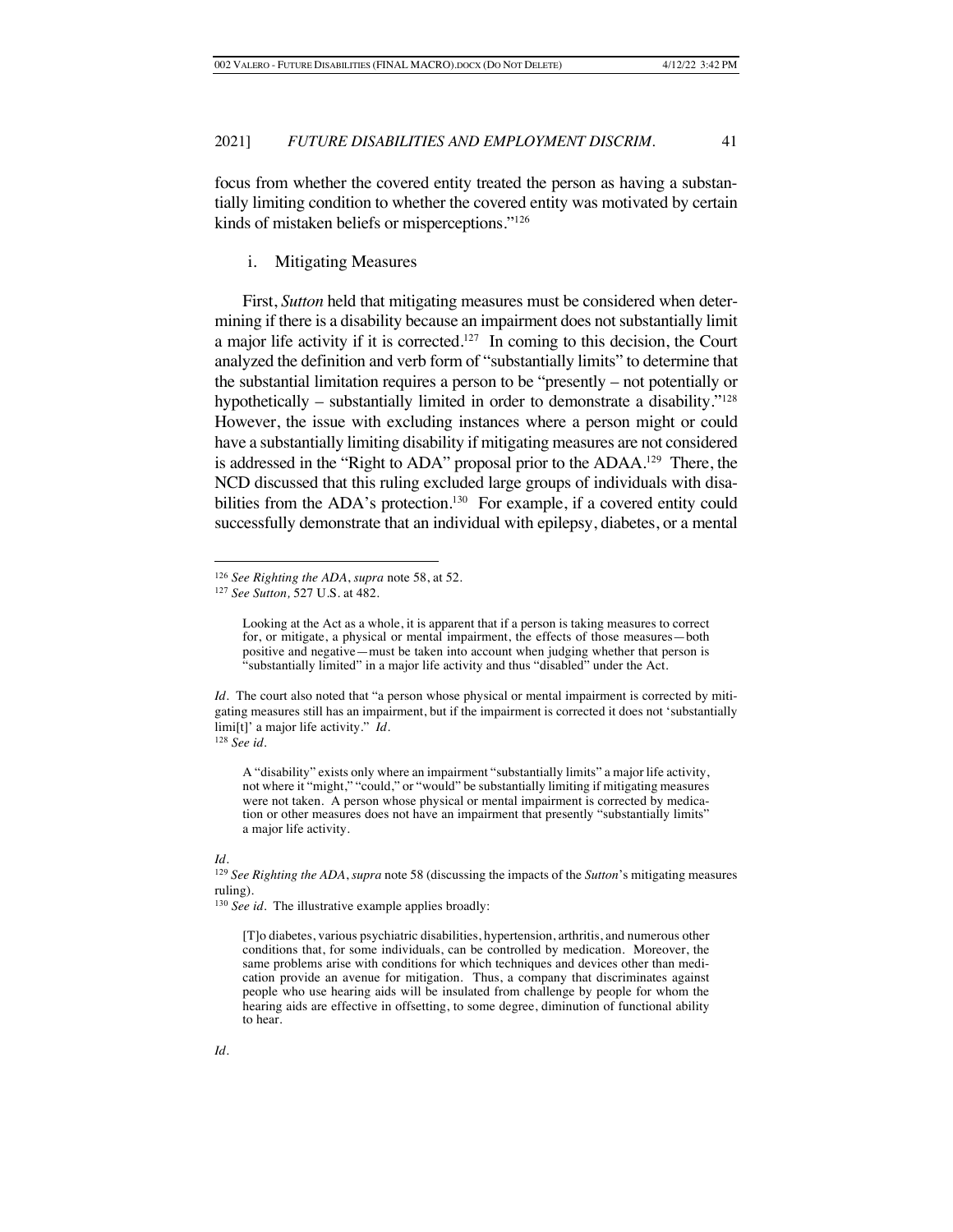focus from whether the covered entity treated the person as having a substantially limiting condition to whether the covered entity was motivated by certain kinds of mistaken beliefs or misperceptions."[126]

i. Mitigating Measures

First, *Sutton* held that mitigating measures must be considered when determining if there is a disability because an impairment does not substantially limit a major life activity if it is corrected.[127] In coming to this decision, the Court analyzed the definition and verb form of "substantially limits" to determine that the substantial limitation requires a person to be "presently – not potentially or hypothetically – substantially limited in order to demonstrate a disability."[128] However, the issue with excluding instances where a person might or could have a substantially limiting disability if mitigating measures are not considered is addressed in the "Right to ADA" proposal prior to the ADAA.[129] There, the NCD discussed that this ruling excluded large groups of individuals with disabilities from the ADA's protection.[130] For example, if a covered entity could successfully demonstrate that an individual with epilepsy, diabetes, or a mental

---

[126] *See Righting the ADA*, *supra* note 58, at 52.

[127] *See Sutton,* 527 U.S. at 482.

> Looking at the Act as a whole, it is apparent that if a person is taking measures to correct for, or mitigate, a physical or mental impairment, the effects of those measures—both positive and negative—must be taken into account when judging whether that person is "substantially limited" in a major life activity and thus "disabled" under the Act.

*Id*. The court also noted that "a person whose physical or mental impairment is corrected by mitigating measures still has an impairment, but if the impairment is corrected it does not 'substantially limi[t]' a major life activity." *Id*.

[128] *See id*.

> A "disability" exists only where an impairment "substantially limits" a major life activity, not where it "might," "could," or "would" be substantially limiting if mitigating measures were not taken. A person whose physical or mental impairment is corrected by medication or other measures does not have an impairment that presently "substantially limits" a major life activity.

*Id*.

[129] *See Righting the ADA*, *supra* note 58 (discussing the impacts of the *Sutton*'s mitigating measures ruling).

[130] *See id*. The illustrative example applies broadly:

> [T]o diabetes, various psychiatric disabilities, hypertension, arthritis, and numerous other conditions that, for some individuals, can be controlled by medication. Moreover, the same problems arise with conditions for which techniques and devices other than medication provide an avenue for mitigation. Thus, a company that discriminates against people who use hearing aids will be insulated from challenge by people for whom the hearing aids are effective in offsetting, to some degree, diminution of functional ability to hear.

*Id*.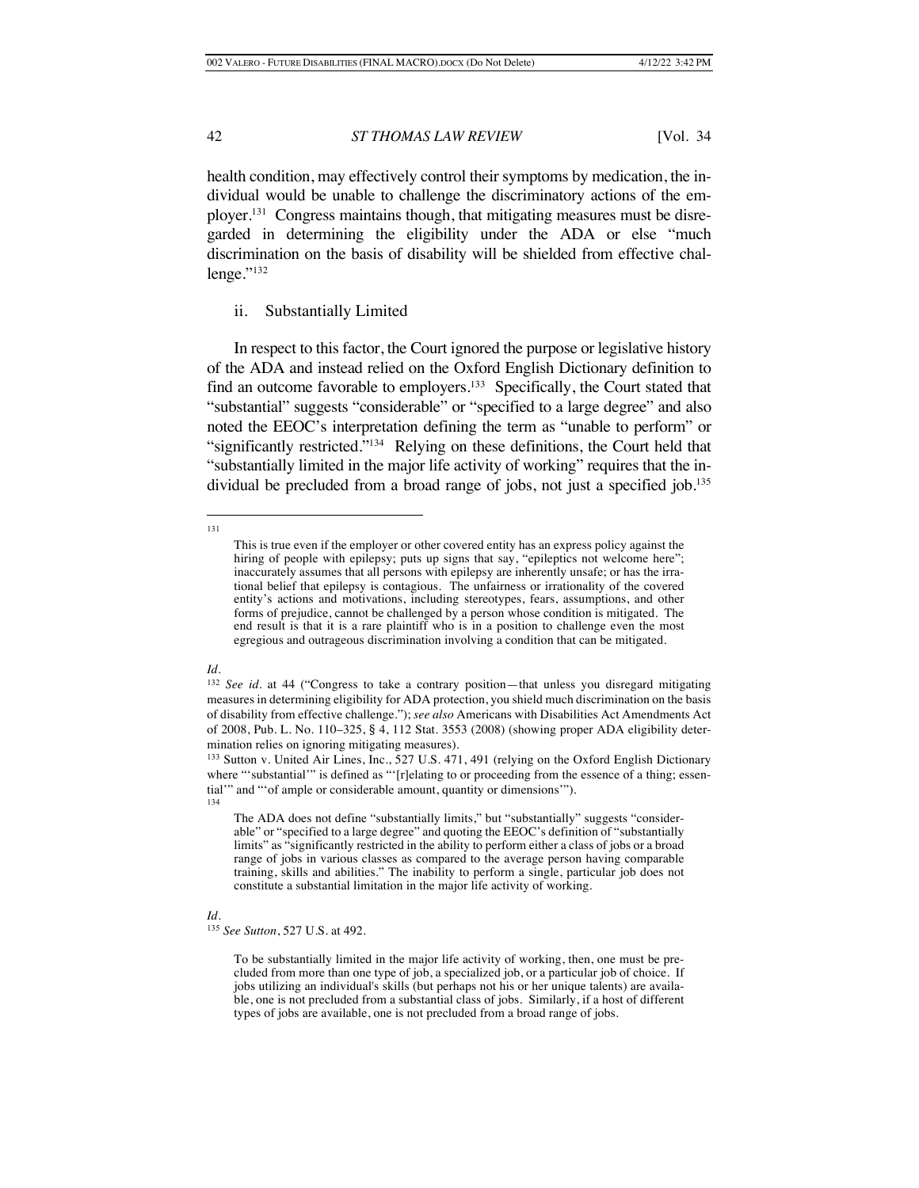health condition, may effectively control their symptoms by medication, the individual would be unable to challenge the discriminatory actions of the employer.[131] Congress maintains though, that mitigating measures must be disregarded in determining the eligibility under the ADA or else "much discrimination on the basis of disability will be shielded from effective challenge."[132]

### ii. Substantially Limited

In respect to this factor, the Court ignored the purpose or legislative history of the ADA and instead relied on the Oxford English Dictionary definition to find an outcome favorable to employers.[133] Specifically, the Court stated that "substantial" suggests "considerable" or "specified to a large degree" and also noted the EEOC's interpretation defining the term as "unable to perform" or "significantly restricted."[134] Relying on these definitions, the Court held that "substantially limited in the major life activity of working" requires that the individual be precluded from a broad range of jobs, not just a specified job.[135]

---

[131]

> This is true even if the employer or other covered entity has an express policy against the hiring of people with epilepsy; puts up signs that say, "epileptics not welcome here"; inaccurately assumes that all persons with epilepsy are inherently unsafe; or has the irrational belief that epilepsy is contagious. The unfairness or irrationality of the covered entity's actions and motivations, including stereotypes, fears, assumptions, and other forms of prejudice, cannot be challenged by a person whose condition is mitigated. The end result is that it is a rare plaintiff who is in a position to challenge even the most egregious and outrageous discrimination involving a condition that can be mitigated.

*Id.*

[132] *See id.* at 44 ("Congress to take a contrary position—that unless you disregard mitigating measures in determining eligibility for ADA protection, you shield much discrimination on the basis of disability from effective challenge."); *see also* Americans with Disabilities Act Amendments Act of 2008, Pub. L. No. 110–325, § 4, 112 Stat. 3553 (2008) (showing proper ADA eligibility determination relies on ignoring mitigating measures).

[133] Sutton v. United Air Lines, Inc., 527 U.S. 471, 491 (relying on the Oxford English Dictionary where "'substantial'" is defined as "'[r]elating to or proceeding from the essence of a thing; essential'" and "'of ample or considerable amount, quantity or dimensions'").

[134]

> The ADA does not define "substantially limits," but "substantially" suggests "considerable" or "specified to a large degree" and quoting the EEOC's definition of "substantially limits" as "significantly restricted in the ability to perform either a class of jobs or a broad range of jobs in various classes as compared to the average person having comparable training, skills and abilities." The inability to perform a single, particular job does not constitute a substantial limitation in the major life activity of working.

*Id.*

[135] *See Sutton*, 527 U.S. at 492.

> To be substantially limited in the major life activity of working, then, one must be precluded from more than one type of job, a specialized job, or a particular job of choice. If jobs utilizing an individual's skills (but perhaps not his or her unique talents) are available, one is not precluded from a substantial class of jobs. Similarly, if a host of different types of jobs are available, one is not precluded from a broad range of jobs.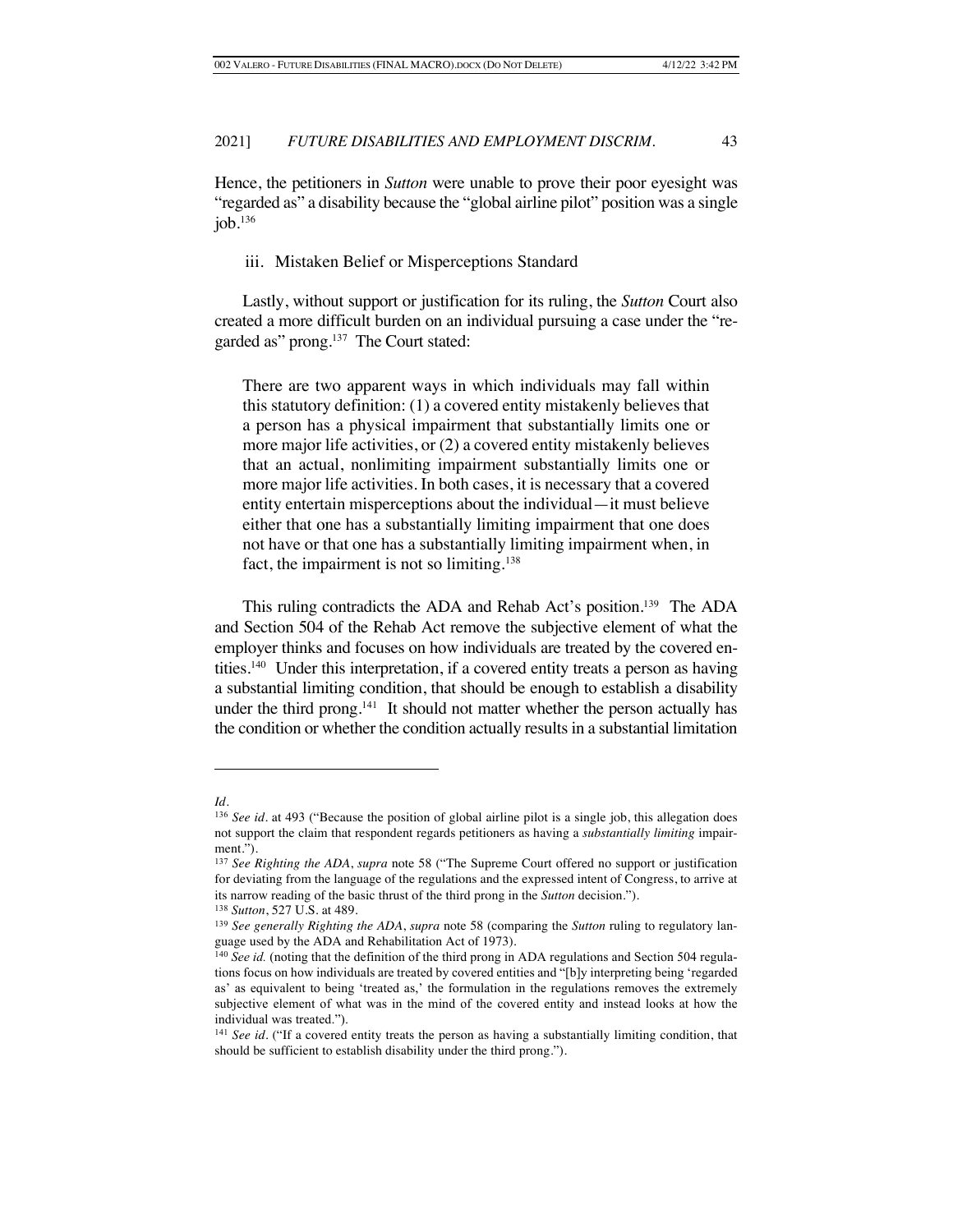Hence, the petitioners in *Sutton* were unable to prove their poor eyesight was "regarded as" a disability because the "global airline pilot" position was a single job.[136]

iii. Mistaken Belief or Misperceptions Standard

Lastly, without support or justification for its ruling, the *Sutton* Court also created a more difficult burden on an individual pursuing a case under the "regarded as" prong.[137] The Court stated:

> There are two apparent ways in which individuals may fall within this statutory definition: (1) a covered entity mistakenly believes that a person has a physical impairment that substantially limits one or more major life activities, or (2) a covered entity mistakenly believes that an actual, nonlimiting impairment substantially limits one or more major life activities. In both cases, it is necessary that a covered entity entertain misperceptions about the individual—it must believe either that one has a substantially limiting impairment that one does not have or that one has a substantially limiting impairment when, in fact, the impairment is not so limiting.[138]

This ruling contradicts the ADA and Rehab Act's position.[139] The ADA and Section 504 of the Rehab Act remove the subjective element of what the employer thinks and focuses on how individuals are treated by the covered entities.[140] Under this interpretation, if a covered entity treats a person as having a substantial limiting condition, that should be enough to establish a disability under the third prong.[141] It should not matter whether the person actually has the condition or whether the condition actually results in a substantial limitation

---

*Id.*

[136] *See id.* at 493 ("Because the position of global airline pilot is a single job, this allegation does not support the claim that respondent regards petitioners as having a *substantially limiting* impairment.").

[137] *See Righting the ADA*, *supra* note 58 ("The Supreme Court offered no support or justification for deviating from the language of the regulations and the expressed intent of Congress, to arrive at its narrow reading of the basic thrust of the third prong in the *Sutton* decision.").

[138] *Sutton*, 527 U.S. at 489.

[139] *See generally Righting the ADA*, *supra* note 58 (comparing the *Sutton* ruling to regulatory language used by the ADA and Rehabilitation Act of 1973).

[140] *See id.* (noting that the definition of the third prong in ADA regulations and Section 504 regulations focus on how individuals are treated by covered entities and "[b]y interpreting being 'regarded as' as equivalent to being 'treated as,' the formulation in the regulations removes the extremely subjective element of what was in the mind of the covered entity and instead looks at how the individual was treated.").

[141] *See id.* ("If a covered entity treats the person as having a substantially limiting condition, that should be sufficient to establish disability under the third prong.").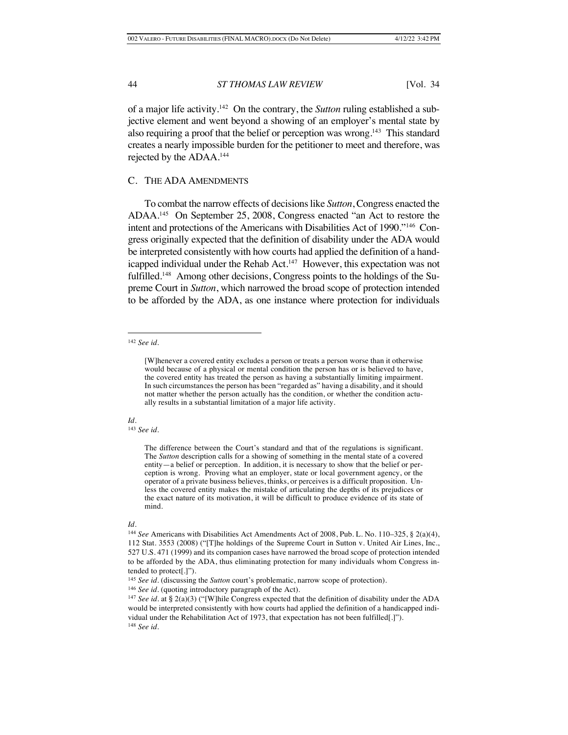of a major life activity.[142] On the contrary, the *Sutton* ruling established a subjective element and went beyond a showing of an employer's mental state by also requiring a proof that the belief or perception was wrong.[143] This standard creates a nearly impossible burden for the petitioner to meet and therefore, was rejected by the ADAA.[144]

## C. THE ADA AMENDMENTS

To combat the narrow effects of decisions like *Sutton*, Congress enacted the ADAA.[145] On September 25, 2008, Congress enacted "an Act to restore the intent and protections of the Americans with Disabilities Act of 1990."[146] Congress originally expected that the definition of disability under the ADA would be interpreted consistently with how courts had applied the definition of a handicapped individual under the Rehab Act.[147] However, this expectation was not fulfilled.[148] Among other decisions, Congress points to the holdings of the Supreme Court in *Sutton*, which narrowed the broad scope of protection intended to be afforded by the ADA, as one instance where protection for individuals

---

[142] *See id.*

> [W]henever a covered entity excludes a person or treats a person worse than it otherwise would because of a physical or mental condition the person has or is believed to have, the covered entity has treated the person as having a substantially limiting impairment. In such circumstances the person has been "regarded as" having a disability, and it should not matter whether the person actually has the condition, or whether the condition actually results in a substantial limitation of a major life activity.

*Id.*

[143] *See id.*

> The difference between the Court's standard and that of the regulations is significant. The *Sutton* description calls for a showing of something in the mental state of a covered entity—a belief or perception. In addition, it is necessary to show that the belief or perception is wrong. Proving what an employer, state or local government agency, or the operator of a private business believes, thinks, or perceives is a difficult proposition. Unless the covered entity makes the mistake of articulating the depths of its prejudices or the exact nature of its motivation, it will be difficult to produce evidence of its state of mind.

*Id.*

[144] *See* Americans with Disabilities Act Amendments Act of 2008, Pub. L. No. 110–325, § 2(a)(4), 112 Stat. 3553 (2008) ("[T]he holdings of the Supreme Court in Sutton v. United Air Lines, Inc., 527 U.S. 471 (1999) and its companion cases have narrowed the broad scope of protection intended to be afforded by the ADA, thus eliminating protection for many individuals whom Congress intended to protect[.]").

[145] *See id.* (discussing the *Sutton* court's problematic, narrow scope of protection).

[146] *See id.* (quoting introductory paragraph of the Act).

[147] *See id.* at § 2(a)(3) ("[W]hile Congress expected that the definition of disability under the ADA would be interpreted consistently with how courts had applied the definition of a handicapped individual under the Rehabilitation Act of 1973, that expectation has not been fulfilled[.]").

[148] *See id.*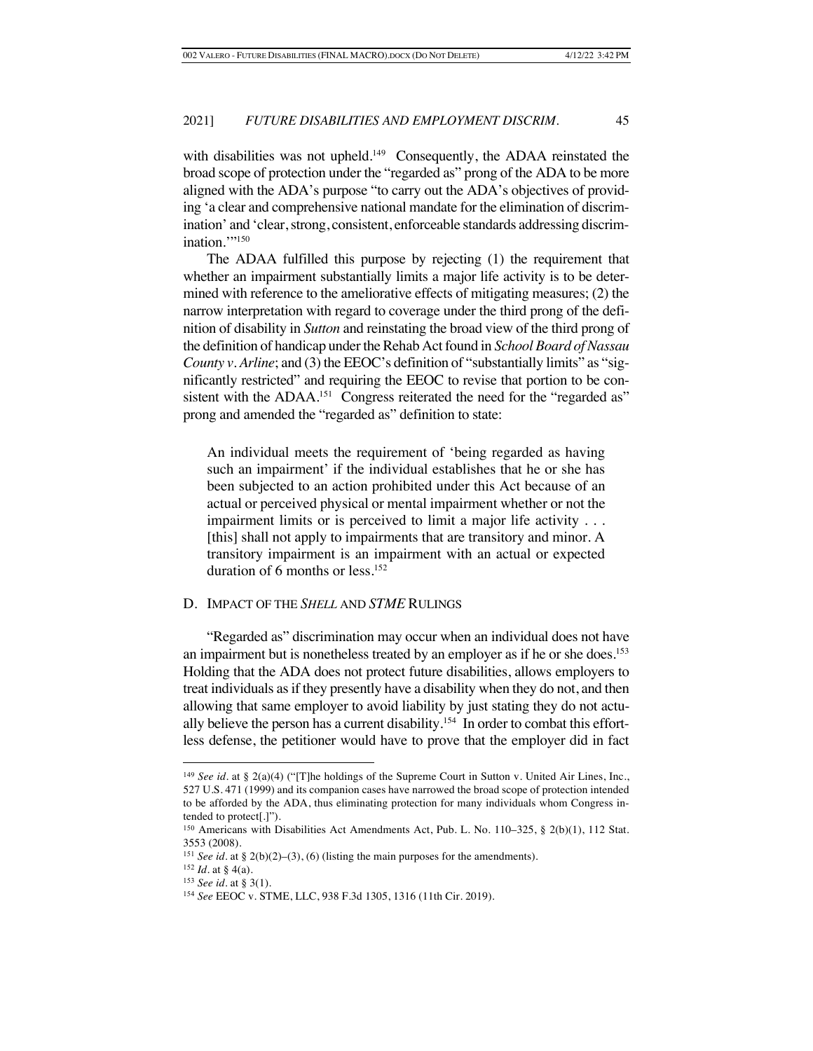with disabilities was not upheld.[149] Consequently, the ADAA reinstated the broad scope of protection under the "regarded as" prong of the ADA to be more aligned with the ADA's purpose "to carry out the ADA's objectives of providing 'a clear and comprehensive national mandate for the elimination of discrimination' and 'clear, strong, consistent, enforceable standards addressing discrimination.'"[150]

The ADAA fulfilled this purpose by rejecting (1) the requirement that whether an impairment substantially limits a major life activity is to be determined with reference to the ameliorative effects of mitigating measures; (2) the narrow interpretation with regard to coverage under the third prong of the definition of disability in *Sutton* and reinstating the broad view of the third prong of the definition of handicap under the Rehab Act found in *School Board of Nassau County v. Arline*; and (3) the EEOC's definition of "substantially limits" as "significantly restricted" and requiring the EEOC to revise that portion to be consistent with the ADAA.[151] Congress reiterated the need for the "regarded as" prong and amended the "regarded as" definition to state:

> An individual meets the requirement of 'being regarded as having such an impairment' if the individual establishes that he or she has been subjected to an action prohibited under this Act because of an actual or perceived physical or mental impairment whether or not the impairment limits or is perceived to limit a major life activity . . . [this] shall not apply to impairments that are transitory and minor. A transitory impairment is an impairment with an actual or expected duration of 6 months or less.[152]

## D. IMPACT OF THE *SHELL* AND *STME* RULINGS

"Regarded as" discrimination may occur when an individual does not have an impairment but is nonetheless treated by an employer as if he or she does.[153] Holding that the ADA does not protect future disabilities, allows employers to treat individuals as if they presently have a disability when they do not, and then allowing that same employer to avoid liability by just stating they do not actually believe the person has a current disability.[154] In order to combat this effortless defense, the petitioner would have to prove that the employer did in fact

---

[149] *See id.* at § 2(a)(4) ("[T]he holdings of the Supreme Court in Sutton v. United Air Lines, Inc., 527 U.S. 471 (1999) and its companion cases have narrowed the broad scope of protection intended to be afforded by the ADA, thus eliminating protection for many individuals whom Congress intended to protect[.]").

[150] Americans with Disabilities Act Amendments Act, Pub. L. No. 110–325, § 2(b)(1), 112 Stat. 3553 (2008).

[151] *See id.* at § 2(b)(2)–(3), (6) (listing the main purposes for the amendments).

[152] *Id.* at § 4(a).

[153] *See id.* at § 3(1).

[154] *See* EEOC v. STME, LLC, 938 F.3d 1305, 1316 (11th Cir. 2019).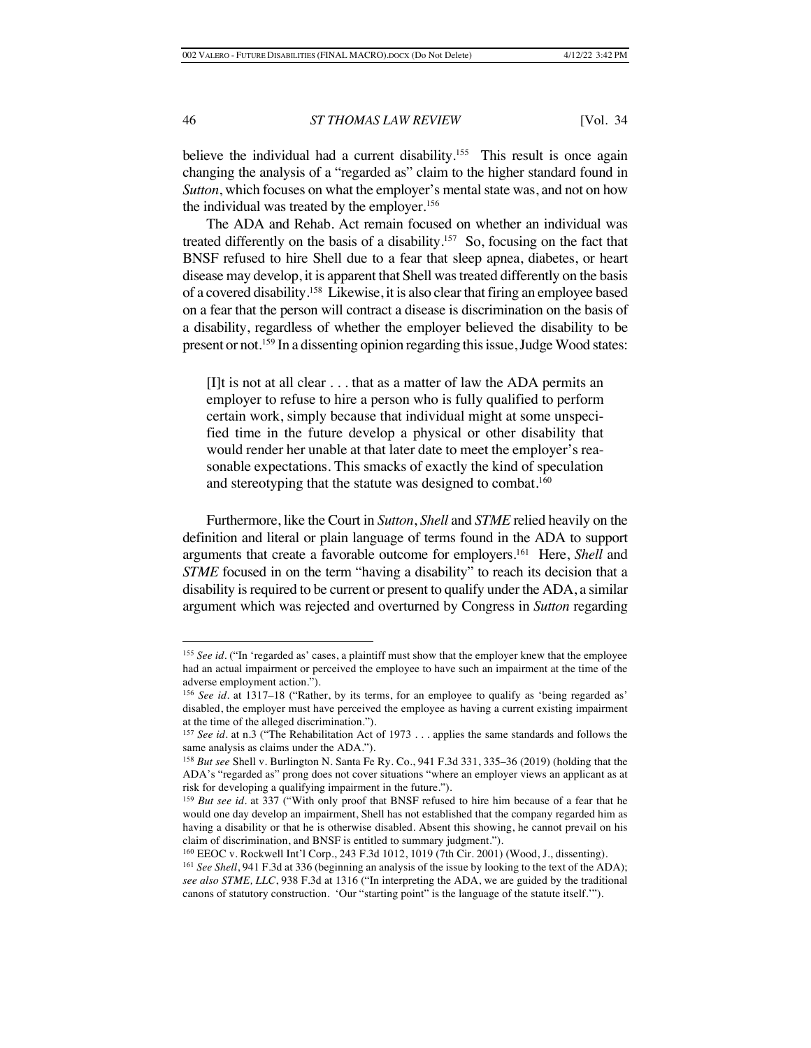believe the individual had a current disability.[155] This result is once again changing the analysis of a "regarded as" claim to the higher standard found in *Sutton*, which focuses on what the employer's mental state was, and not on how the individual was treated by the employer.[156]

The ADA and Rehab. Act remain focused on whether an individual was treated differently on the basis of a disability.[157] So, focusing on the fact that BNSF refused to hire Shell due to a fear that sleep apnea, diabetes, or heart disease may develop, it is apparent that Shell was treated differently on the basis of a covered disability.[158] Likewise, it is also clear that firing an employee based on a fear that the person will contract a disease is discrimination on the basis of a disability, regardless of whether the employer believed the disability to be present or not.[159] In a dissenting opinion regarding this issue, Judge Wood states:

> [I]t is not at all clear . . . that as a matter of law the ADA permits an employer to refuse to hire a person who is fully qualified to perform certain work, simply because that individual might at some unspecified time in the future develop a physical or other disability that would render her unable at that later date to meet the employer's reasonable expectations. This smacks of exactly the kind of speculation and stereotyping that the statute was designed to combat.[160]

Furthermore, like the Court in *Sutton*, *Shell* and *STME* relied heavily on the definition and literal or plain language of terms found in the ADA to support arguments that create a favorable outcome for employers.[161] Here, *Shell* and *STME* focused in on the term "having a disability" to reach its decision that a disability is required to be current or present to qualify under the ADA, a similar argument which was rejected and overturned by Congress in *Sutton* regarding

---

[155] *See id.* ("In 'regarded as' cases, a plaintiff must show that the employer knew that the employee had an actual impairment or perceived the employee to have such an impairment at the time of the adverse employment action.").

[156] *See id.* at 1317–18 ("Rather, by its terms, for an employee to qualify as 'being regarded as' disabled, the employer must have perceived the employee as having a current existing impairment at the time of the alleged discrimination.").

[157] *See id.* at n.3 ("The Rehabilitation Act of 1973 . . . applies the same standards and follows the same analysis as claims under the ADA.").

[158] *But see* Shell v. Burlington N. Santa Fe Ry. Co., 941 F.3d 331, 335–36 (2019) (holding that the ADA's "regarded as" prong does not cover situations "where an employer views an applicant as at risk for developing a qualifying impairment in the future.").

[159] *But see id.* at 337 ("With only proof that BNSF refused to hire him because of a fear that he would one day develop an impairment, Shell has not established that the company regarded him as having a disability or that he is otherwise disabled. Absent this showing, he cannot prevail on his claim of discrimination, and BNSF is entitled to summary judgment.").

[160] EEOC v. Rockwell Int'l Corp., 243 F.3d 1012, 1019 (7th Cir. 2001) (Wood, J., dissenting).

[161] *See Shell*, 941 F.3d at 336 (beginning an analysis of the issue by looking to the text of the ADA); *see also STME, LLC*, 938 F.3d at 1316 ("In interpreting the ADA, we are guided by the traditional canons of statutory construction. 'Our "starting point" is the language of the statute itself.'").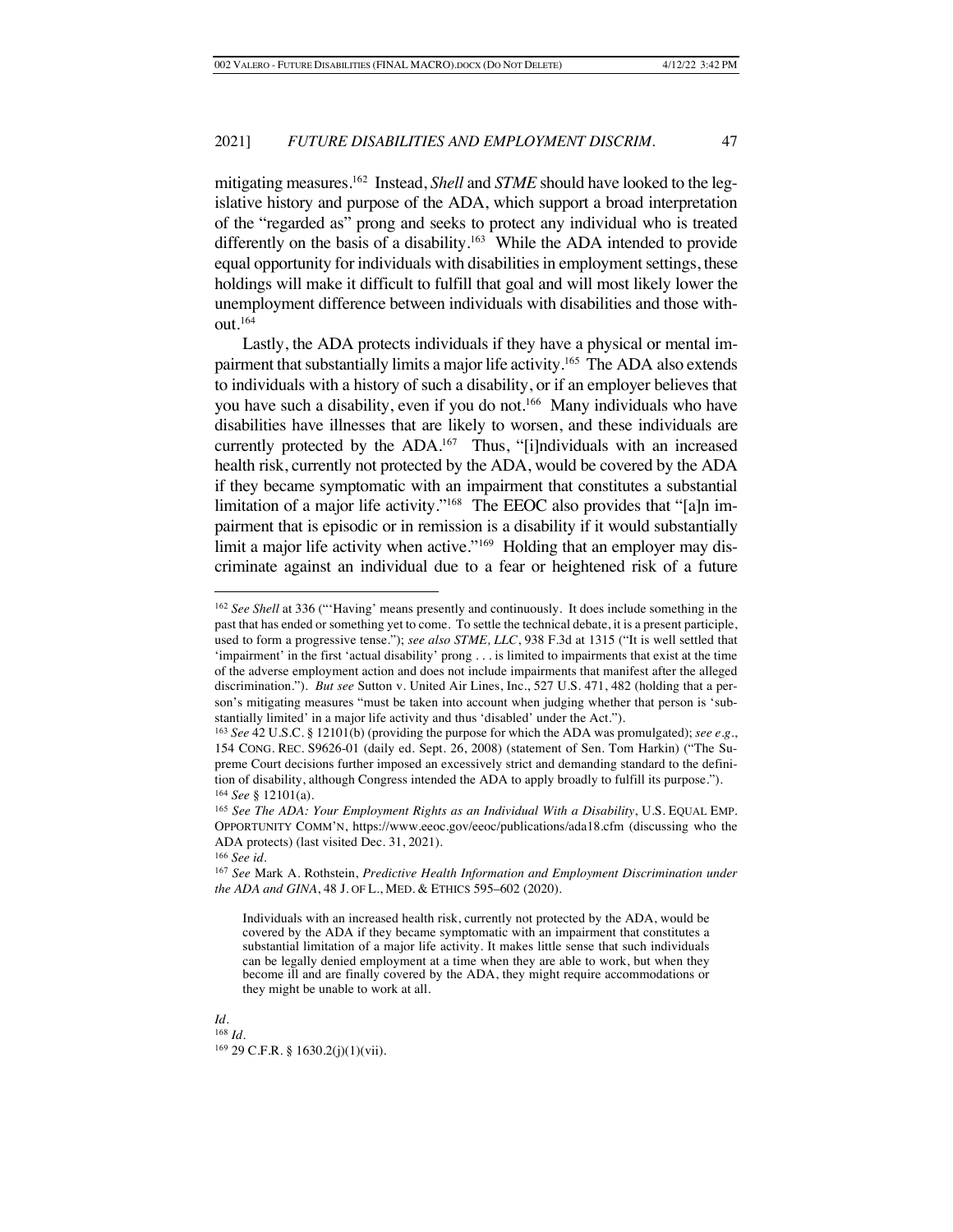mitigating measures.[162] Instead, *Shell* and *STME* should have looked to the legislative history and purpose of the ADA, which support a broad interpretation of the "regarded as" prong and seeks to protect any individual who is treated differently on the basis of a disability.[163] While the ADA intended to provide equal opportunity for individuals with disabilities in employment settings, these holdings will make it difficult to fulfill that goal and will most likely lower the unemployment difference between individuals with disabilities and those without.[164]

Lastly, the ADA protects individuals if they have a physical or mental impairment that substantially limits a major life activity.[165] The ADA also extends to individuals with a history of such a disability, or if an employer believes that you have such a disability, even if you do not.[166] Many individuals who have disabilities have illnesses that are likely to worsen, and these individuals are currently protected by the ADA.[167] Thus, "[i]ndividuals with an increased health risk, currently not protected by the ADA, would be covered by the ADA if they became symptomatic with an impairment that constitutes a substantial limitation of a major life activity."[168] The EEOC also provides that "[a]n impairment that is episodic or in remission is a disability if it would substantially limit a major life activity when active."[169] Holding that an employer may discriminate against an individual due to a fear or heightened risk of a future

---

[162] *See Shell* at 336 ("'Having' means presently and continuously. It does include something in the past that has ended or something yet to come. To settle the technical debate, it is a present participle, used to form a progressive tense."); *see also STME, LLC*, 938 F.3d at 1315 ("It is well settled that 'impairment' in the first 'actual disability' prong . . . is limited to impairments that exist at the time of the adverse employment action and does not include impairments that manifest after the alleged discrimination."). *But see* Sutton v. United Air Lines, Inc., 527 U.S. 471, 482 (holding that a person's mitigating measures "must be taken into account when judging whether that person is 'substantially limited' in a major life activity and thus 'disabled' under the Act.").

[163] *See* 42 U.S.C. § 12101(b) (providing the purpose for which the ADA was promulgated); *see e.g.*, 154 CONG. REC. S9626-01 (daily ed. Sept. 26, 2008) (statement of Sen. Tom Harkin) ("The Supreme Court decisions further imposed an excessively strict and demanding standard to the definition of disability, although Congress intended the ADA to apply broadly to fulfill its purpose.").

[164] *See* § 12101(a).

[165] *See The ADA: Your Employment Rights as an Individual With a Disability*, U.S. EQUAL EMP. OPPORTUNITY COMM'N, https://www.eeoc.gov/eeoc/publications/ada18.cfm (discussing who the ADA protects) (last visited Dec. 31, 2021).

[166] *See id.*

[167] *See* Mark A. Rothstein, *Predictive Health Information and Employment Discrimination under the ADA and GINA*, 48 J. OF L., MED. & ETHICS 595–602 (2020).

> Individuals with an increased health risk, currently not protected by the ADA, would be covered by the ADA if they became symptomatic with an impairment that constitutes a substantial limitation of a major life activity. It makes little sense that such individuals can be legally denied employment at a time when they are able to work, but when they become ill and are finally covered by the ADA, they might require accommodations or they might be unable to work at all.

*Id.*

[168] *Id.*

[169] 29 C.F.R. § 1630.2(j)(1)(vii).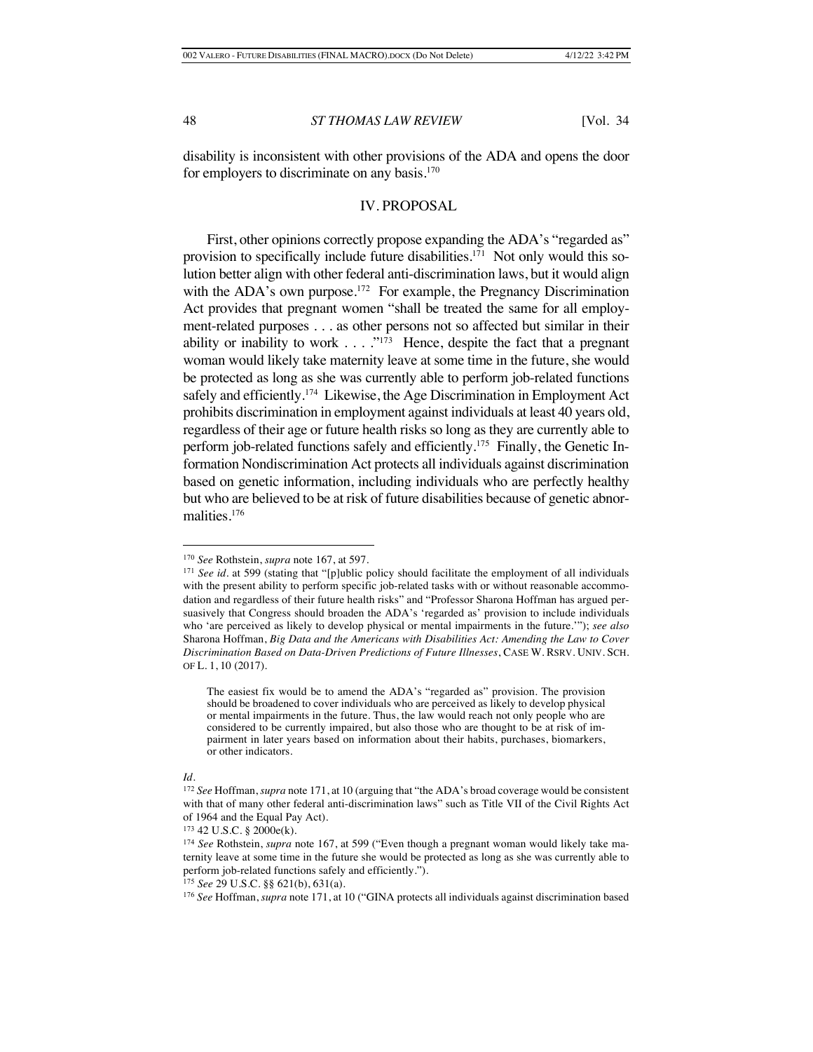disability is inconsistent with other provisions of the ADA and opens the door for employers to discriminate on any basis.[170]

## IV. PROPOSAL

First, other opinions correctly propose expanding the ADA's "regarded as" provision to specifically include future disabilities.[171] Not only would this solution better align with other federal anti-discrimination laws, but it would align with the ADA's own purpose.[172] For example, the Pregnancy Discrimination Act provides that pregnant women "shall be treated the same for all employment-related purposes . . . as other persons not so affected but similar in their ability or inability to work . . . ."[173] Hence, despite the fact that a pregnant woman would likely take maternity leave at some time in the future, she would be protected as long as she was currently able to perform job-related functions safely and efficiently.[174] Likewise, the Age Discrimination in Employment Act prohibits discrimination in employment against individuals at least 40 years old, regardless of their age or future health risks so long as they are currently able to perform job-related functions safely and efficiently.[175] Finally, the Genetic Information Nondiscrimination Act protects all individuals against discrimination based on genetic information, including individuals who are perfectly healthy but who are believed to be at risk of future disabilities because of genetic abnormalities.[176]

---

[170] *See* Rothstein, *supra* note 167, at 597.

[171] *See id.* at 599 (stating that "[p]ublic policy should facilitate the employment of all individuals with the present ability to perform specific job-related tasks with or without reasonable accommodation and regardless of their future health risks" and "Professor Sharona Hoffman has argued persuasively that Congress should broaden the ADA's 'regarded as' provision to include individuals who 'are perceived as likely to develop physical or mental impairments in the future.'"); *see also* Sharona Hoffman, *Big Data and the Americans with Disabilities Act: Amending the Law to Cover Discrimination Based on Data-Driven Predictions of Future Illnesses*, CASE W. RSRV. UNIV. SCH. OF L. 1, 10 (2017).

> The easiest fix would be to amend the ADA's "regarded as" provision. The provision should be broadened to cover individuals who are perceived as likely to develop physical or mental impairments in the future. Thus, the law would reach not only people who are considered to be currently impaired, but also those who are thought to be at risk of impairment in later years based on information about their habits, purchases, biomarkers, or other indicators.

*Id.*

[172] *See* Hoffman, *supra* note 171, at 10 (arguing that "the ADA's broad coverage would be consistent with that of many other federal anti-discrimination laws" such as Title VII of the Civil Rights Act of 1964 and the Equal Pay Act).

[173] 42 U.S.C. § 2000e(k).

[174] *See* Rothstein, *supra* note 167, at 599 ("Even though a pregnant woman would likely take maternity leave at some time in the future she would be protected as long as she was currently able to perform job-related functions safely and efficiently.").

[175] *See* 29 U.S.C. §§ 621(b), 631(a).

[176] *See* Hoffman, *supra* note 171, at 10 ("GINA protects all individuals against discrimination based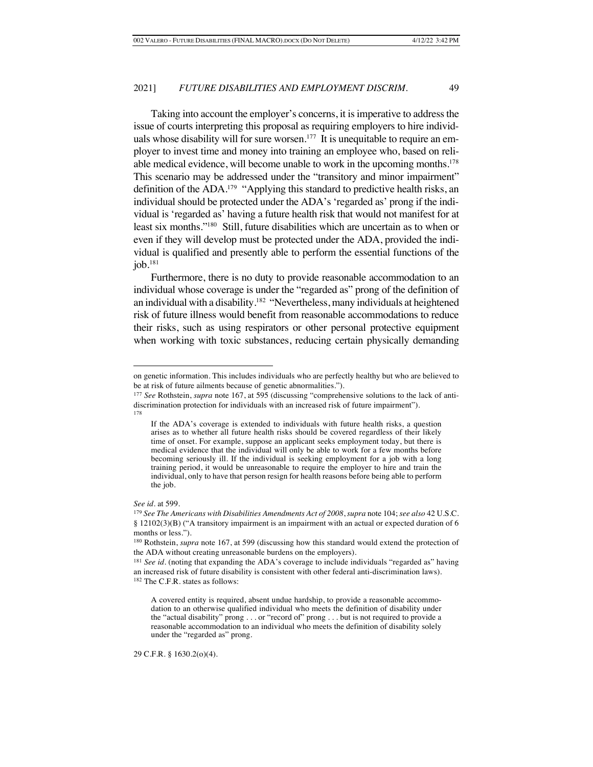Taking into account the employer's concerns, it is imperative to address the issue of courts interpreting this proposal as requiring employers to hire individuals whose disability will for sure worsen.[177] It is unequitable to require an employer to invest time and money into training an employee who, based on reliable medical evidence, will become unable to work in the upcoming months.[178] This scenario may be addressed under the "transitory and minor impairment" definition of the ADA.[179] "Applying this standard to predictive health risks, an individual should be protected under the ADA's 'regarded as' prong if the individual is 'regarded as' having a future health risk that would not manifest for at least six months."[180] Still, future disabilities which are uncertain as to when or even if they will develop must be protected under the ADA, provided the individual is qualified and presently able to perform the essential functions of the job.[181]

Furthermore, there is no duty to provide reasonable accommodation to an individual whose coverage is under the "regarded as" prong of the definition of an individual with a disability.[182] "Nevertheless, many individuals at heightened risk of future illness would benefit from reasonable accommodations to reduce their risks, such as using respirators or other personal protective equipment when working with toxic substances, reducing certain physically demanding

---

on genetic information. This includes individuals who are perfectly healthy but who are believed to be at risk of future ailments because of genetic abnormalities.").

[177] *See* Rothstein, *supra* note 167, at 595 (discussing "comprehensive solutions to the lack of antidiscrimination protection for individuals with an increased risk of future impairment").

[178]

> If the ADA's coverage is extended to individuals with future health risks, a question arises as to whether all future health risks should be covered regardless of their likely time of onset. For example, suppose an applicant seeks employment today, but there is medical evidence that the individual will only be able to work for a few months before becoming seriously ill. If the individual is seeking employment for a job with a long training period, it would be unreasonable to require the employer to hire and train the individual, only to have that person resign for health reasons before being able to perform the job.

*See id.* at 599.

[179] *See The Americans with Disabilities Amendments Act of 2008*, *supra* note 104; *see also* 42 U.S.C. § 12102(3)(B) ("A transitory impairment is an impairment with an actual or expected duration of 6 months or less.").

[180] Rothstein, *supra* note 167, at 599 (discussing how this standard would extend the protection of the ADA without creating unreasonable burdens on the employers).

[181] *See id.* (noting that expanding the ADA's coverage to include individuals "regarded as" having an increased risk of future disability is consistent with other federal anti-discrimination laws).

[182] The C.F.R. states as follows:

> A covered entity is required, absent undue hardship, to provide a reasonable accommodation to an otherwise qualified individual who meets the definition of disability under the "actual disability" prong . . . or "record of" prong . . . but is not required to provide a reasonable accommodation to an individual who meets the definition of disability solely under the "regarded as" prong.

29 C.F.R. § 1630.2(o)(4).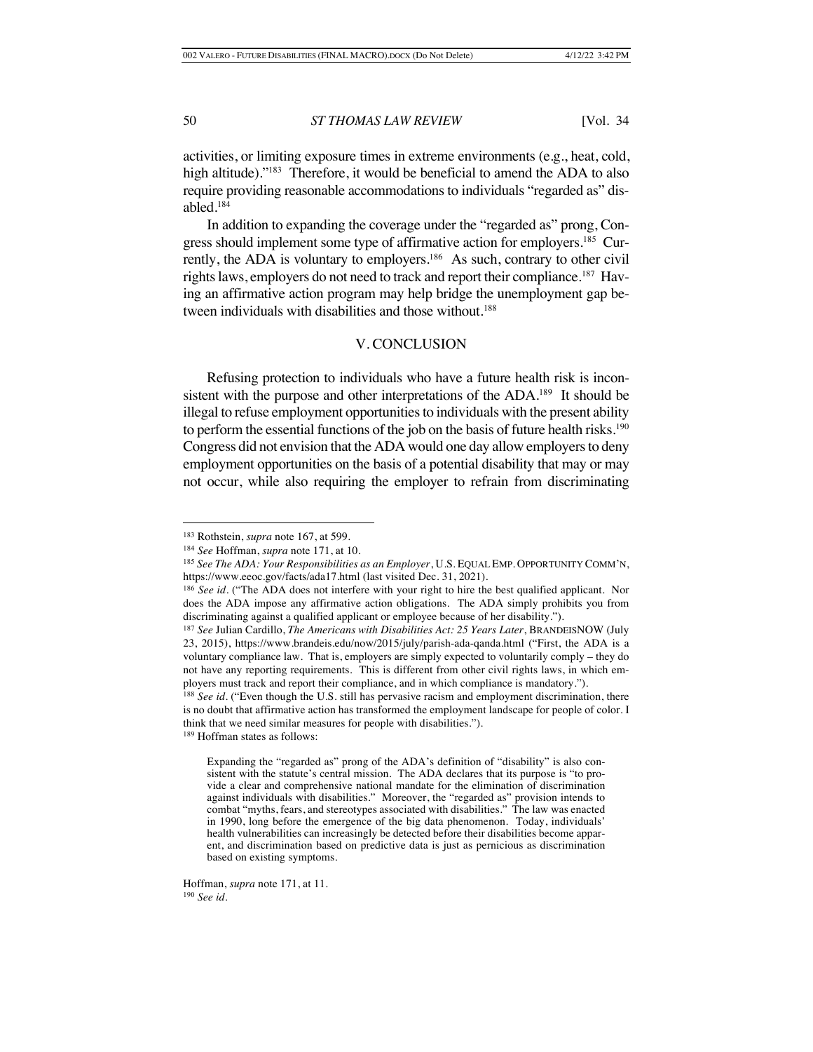activities, or limiting exposure times in extreme environments (e.g., heat, cold, high altitude)."[183] Therefore, it would be beneficial to amend the ADA to also require providing reasonable accommodations to individuals "regarded as" disabled.[184]

In addition to expanding the coverage under the "regarded as" prong, Congress should implement some type of affirmative action for employers.[185] Currently, the ADA is voluntary to employers.[186] As such, contrary to other civil rights laws, employers do not need to track and report their compliance.[187] Having an affirmative action program may help bridge the unemployment gap between individuals with disabilities and those without.[188]

## V. CONCLUSION

Refusing protection to individuals who have a future health risk is inconsistent with the purpose and other interpretations of the ADA.[189] It should be illegal to refuse employment opportunities to individuals with the present ability to perform the essential functions of the job on the basis of future health risks.[190] Congress did not envision that the ADA would one day allow employers to deny employment opportunities on the basis of a potential disability that may or may not occur, while also requiring the employer to refrain from discriminating

---

[183] Rothstein, *supra* note 167, at 599.

[184] *See* Hoffman, *supra* note 171, at 10.

[185] *See The ADA: Your Responsibilities as an Employer*, U.S. EQUAL EMP. OPPORTUNITY COMM'N, https://www.eeoc.gov/facts/ada17.html (last visited Dec. 31, 2021).

[186] *See id*. ("The ADA does not interfere with your right to hire the best qualified applicant. Nor does the ADA impose any affirmative action obligations. The ADA simply prohibits you from discriminating against a qualified applicant or employee because of her disability.").

[187] *See* Julian Cardillo, *The Americans with Disabilities Act: 25 Years Later*, BRANDEISNOW (July 23, 2015), https://www.brandeis.edu/now/2015/july/parish-ada-qanda.html ("First, the ADA is a voluntary compliance law. That is, employers are simply expected to voluntarily comply – they do not have any reporting requirements. This is different from other civil rights laws, in which employers must track and report their compliance, and in which compliance is mandatory.").

[188] *See id*. ("Even though the U.S. still has pervasive racism and employment discrimination, there is no doubt that affirmative action has transformed the employment landscape for people of color. I think that we need similar measures for people with disabilities.").

[189] Hoffman states as follows:

> Expanding the "regarded as" prong of the ADA's definition of "disability" is also consistent with the statute's central mission. The ADA declares that its purpose is "to provide a clear and comprehensive national mandate for the elimination of discrimination against individuals with disabilities." Moreover, the "regarded as" provision intends to combat "myths, fears, and stereotypes associated with disabilities." The law was enacted in 1990, long before the emergence of the big data phenomenon. Today, individuals' health vulnerabilities can increasingly be detected before their disabilities become apparent, and discrimination based on predictive data is just as pernicious as discrimination based on existing symptoms.

Hoffman, *supra* note 171, at 11.

[190] *See id*.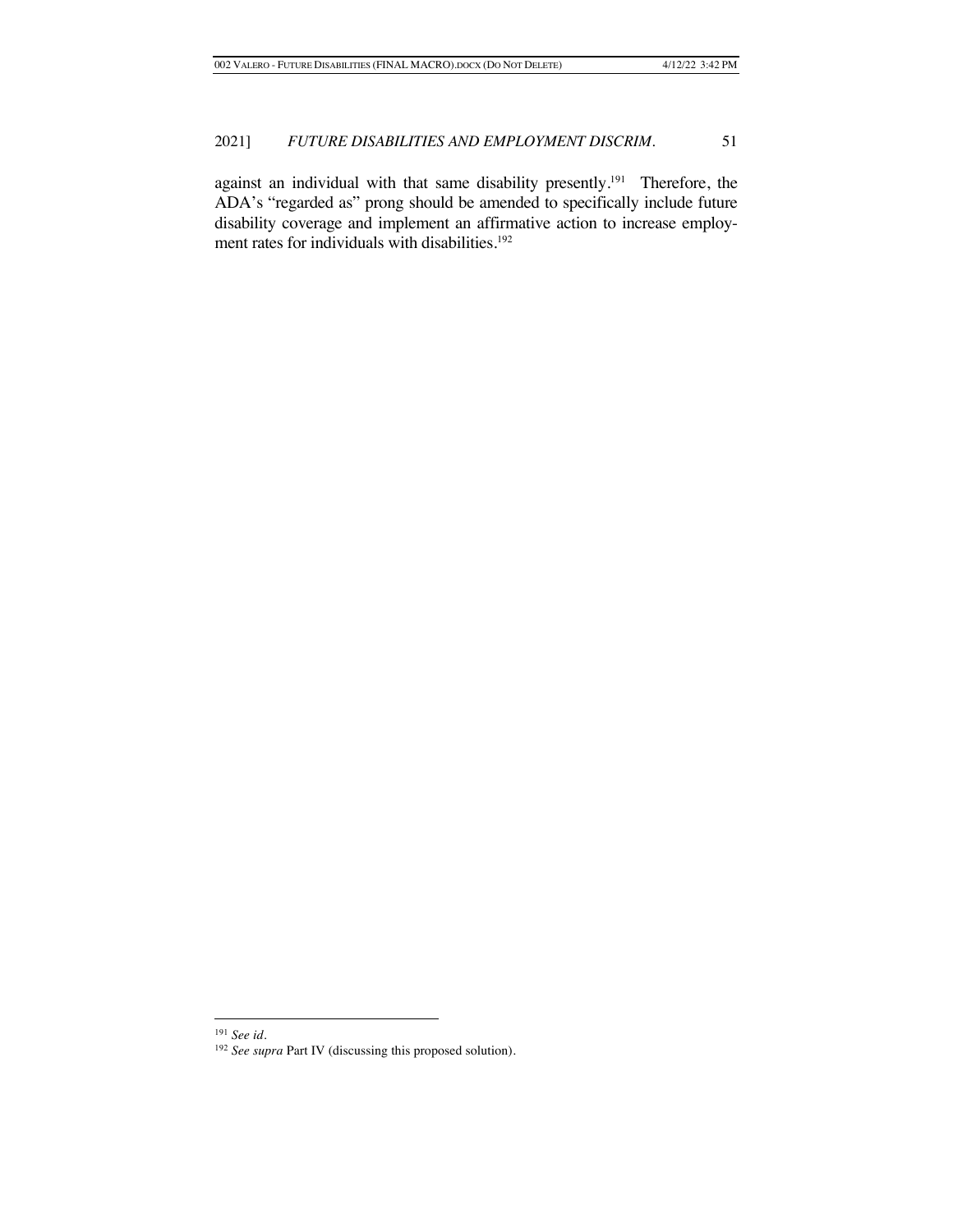against an individual with that same disability presently.[191] Therefore, the ADA's "regarded as" prong should be amended to specifically include future disability coverage and implement an affirmative action to increase employment rates for individuals with disabilities.[192]

---

[191] *See id.*

[192] *See supra* Part IV (discussing this proposed solution).